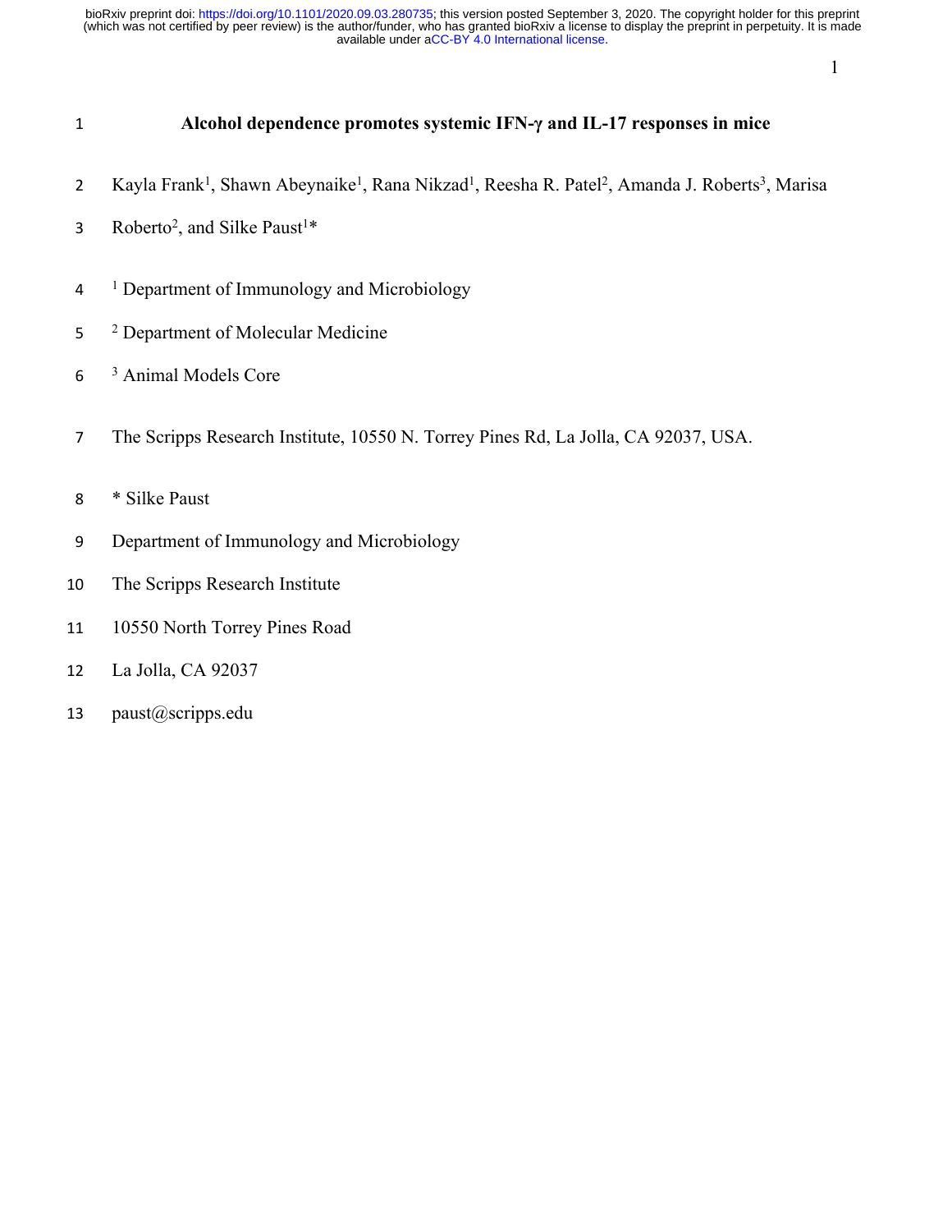# Alcohol dependence promotes systemic IFN-γ and IL-17 responses in mice

Kayla Frank[1], Shawn Abeynaike[1], Rana Nikzad[1], Reesha R. Patel[2], Amanda J. Roberts[3], Marisa Roberto[2], and Silke Paust[1]*

[1] Department of Immunology and Microbiology

[2] Department of Molecular Medicine

[3] Animal Models Core

The Scripps Research Institute, 10550 N. Torrey Pines Rd, La Jolla, CA 92037, USA.

* Silke Paust

Department of Immunology and Microbiology

The Scripps Research Institute

10550 North Torrey Pines Road

La Jolla, CA 92037

paust@scripps.edu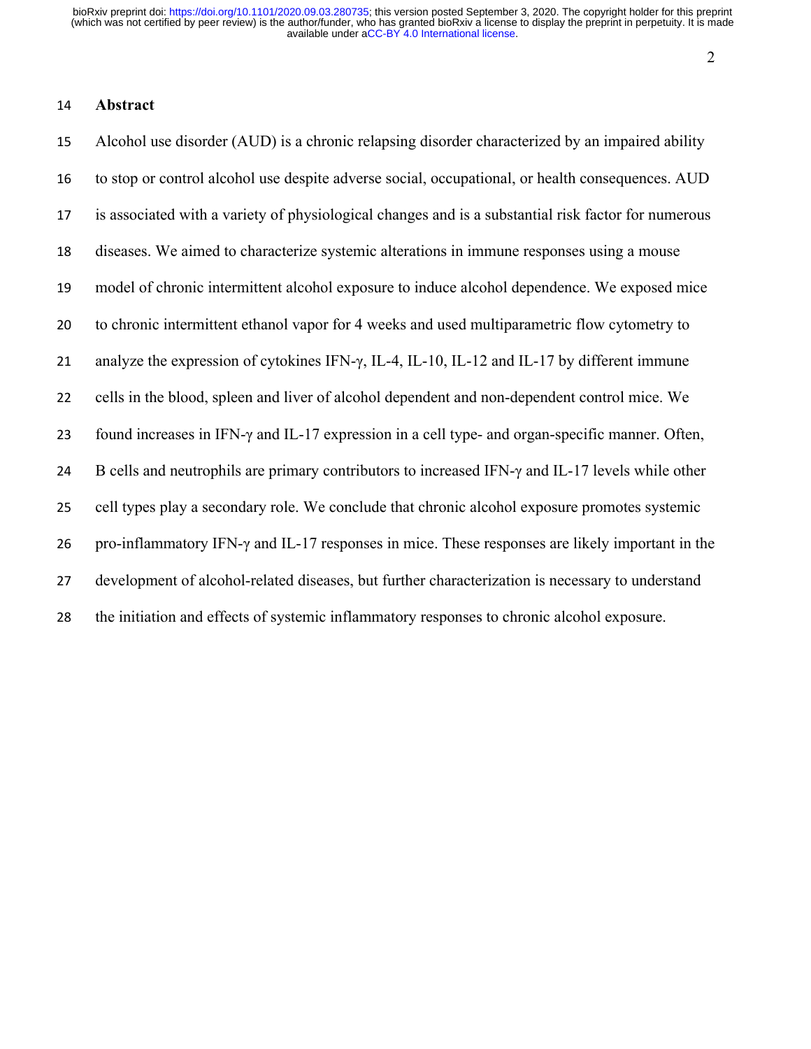## Abstract

Alcohol use disorder (AUD) is a chronic relapsing disorder characterized by an impaired ability to stop or control alcohol use despite adverse social, occupational, or health consequences. AUD is associated with a variety of physiological changes and is a substantial risk factor for numerous diseases. We aimed to characterize systemic alterations in immune responses using a mouse model of chronic intermittent alcohol exposure to induce alcohol dependence. We exposed mice to chronic intermittent ethanol vapor for 4 weeks and used multiparametric flow cytometry to analyze the expression of cytokines IFN-γ, IL-4, IL-10, IL-12 and IL-17 by different immune cells in the blood, spleen and liver of alcohol dependent and non-dependent control mice. We found increases in IFN-γ and IL-17 expression in a cell type- and organ-specific manner. Often, B cells and neutrophils are primary contributors to increased IFN-γ and IL-17 levels while other cell types play a secondary role. We conclude that chronic alcohol exposure promotes systemic pro-inflammatory IFN-γ and IL-17 responses in mice. These responses are likely important in the development of alcohol-related diseases, but further characterization is necessary to understand the initiation and effects of systemic inflammatory responses to chronic alcohol exposure.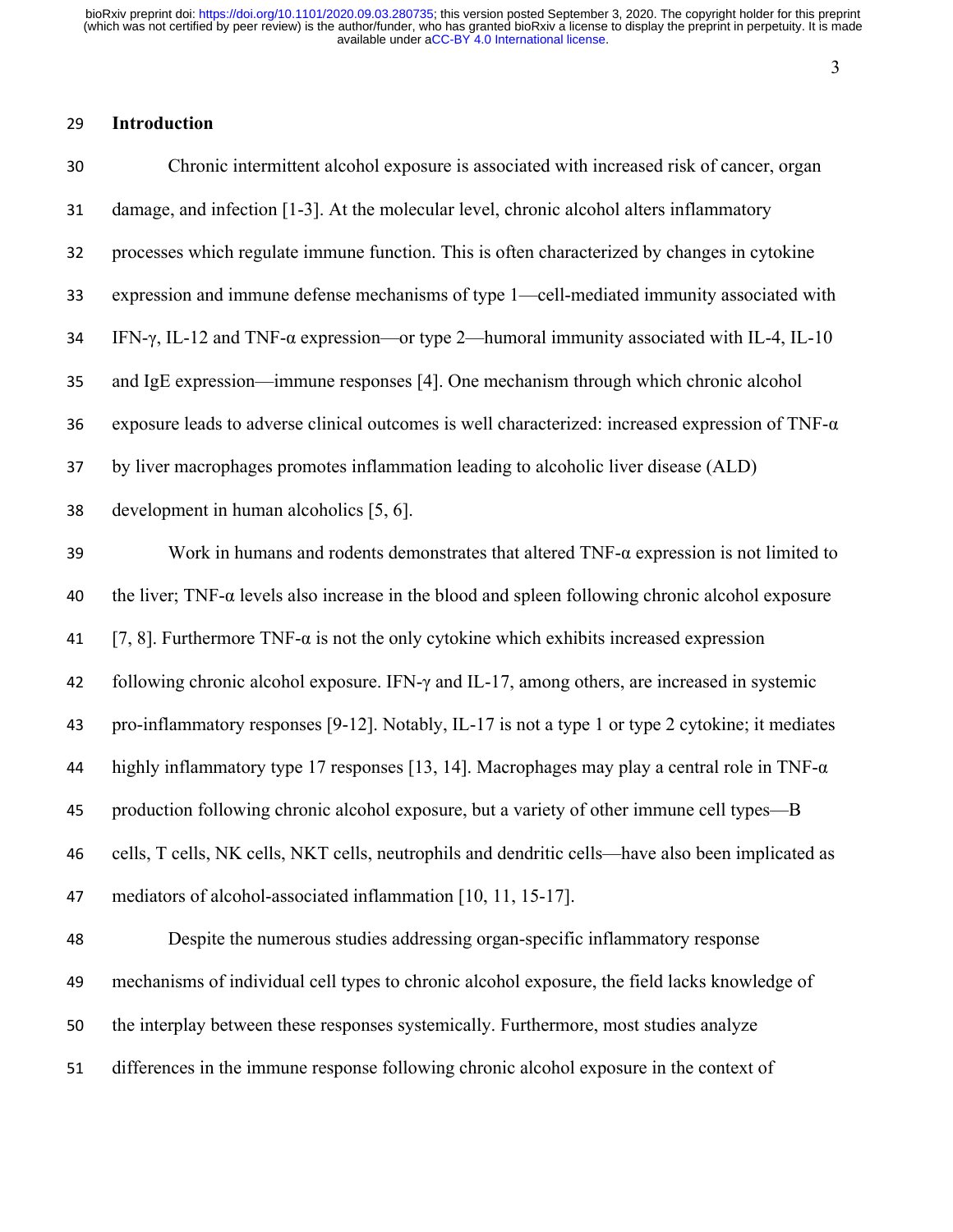## Introduction

Chronic intermittent alcohol exposure is associated with increased risk of cancer, organ damage, and infection [1-3]. At the molecular level, chronic alcohol alters inflammatory processes which regulate immune function. This is often characterized by changes in cytokine expression and immune defense mechanisms of type 1—cell-mediated immunity associated with IFN-γ, IL-12 and TNF-α expression—or type 2—humoral immunity associated with IL-4, IL-10 and IgE expression—immune responses [4]. One mechanism through which chronic alcohol exposure leads to adverse clinical outcomes is well characterized: increased expression of TNF-α by liver macrophages promotes inflammation leading to alcoholic liver disease (ALD) development in human alcoholics [5, 6].

Work in humans and rodents demonstrates that altered TNF-α expression is not limited to the liver; TNF-α levels also increase in the blood and spleen following chronic alcohol exposure [7, 8]. Furthermore TNF-α is not the only cytokine which exhibits increased expression following chronic alcohol exposure. IFN-γ and IL-17, among others, are increased in systemic pro-inflammatory responses [9-12]. Notably, IL-17 is not a type 1 or type 2 cytokine; it mediates highly inflammatory type 17 responses [13, 14]. Macrophages may play a central role in TNF-α production following chronic alcohol exposure, but a variety of other immune cell types—B cells, T cells, NK cells, NKT cells, neutrophils and dendritic cells—have also been implicated as mediators of alcohol-associated inflammation [10, 11, 15-17].

Despite the numerous studies addressing organ-specific inflammatory response mechanisms of individual cell types to chronic alcohol exposure, the field lacks knowledge of the interplay between these responses systemically. Furthermore, most studies analyze differences in the immune response following chronic alcohol exposure in the context of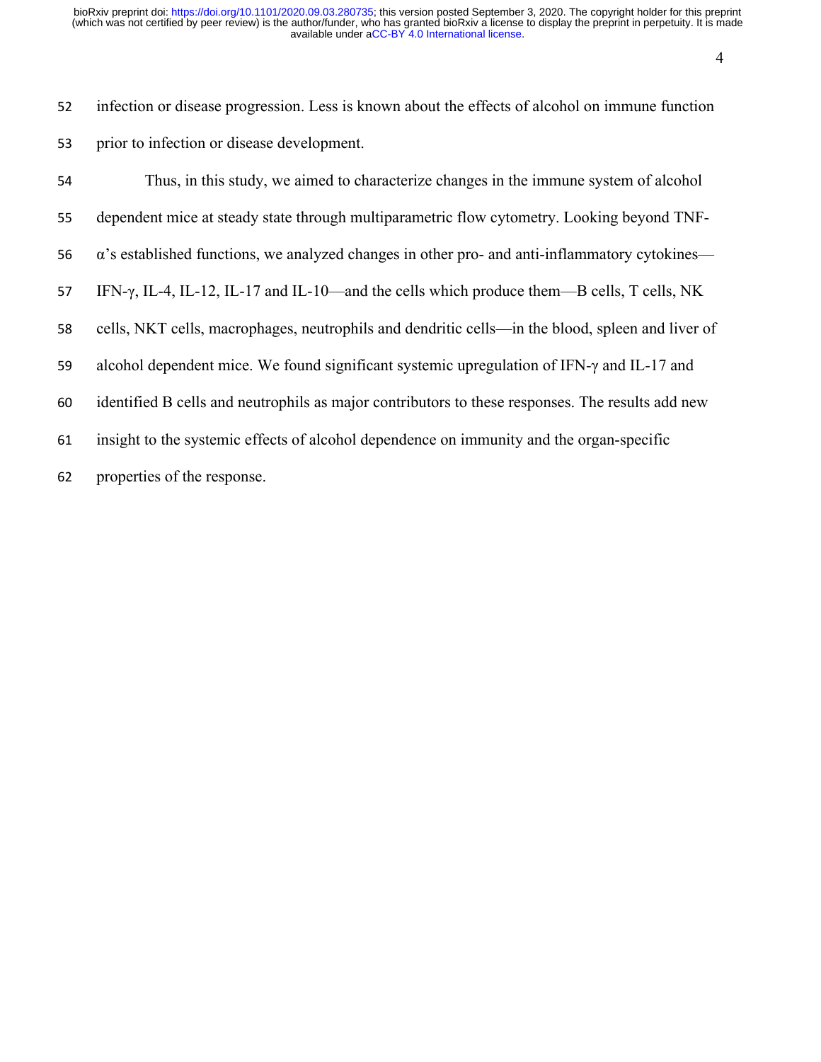infection or disease progression. Less is known about the effects of alcohol on immune function prior to infection or disease development.

Thus, in this study, we aimed to characterize changes in the immune system of alcohol dependent mice at steady state through multiparametric flow cytometry. Looking beyond TNF-α's established functions, we analyzed changes in other pro- and anti-inflammatory cytokines—IFN-γ, IL-4, IL-12, IL-17 and IL-10—and the cells which produce them—B cells, T cells, NK cells, NKT cells, macrophages, neutrophils and dendritic cells—in the blood, spleen and liver of alcohol dependent mice. We found significant systemic upregulation of IFN-γ and IL-17 and identified B cells and neutrophils as major contributors to these responses. The results add new insight to the systemic effects of alcohol dependence on immunity and the organ-specific properties of the response.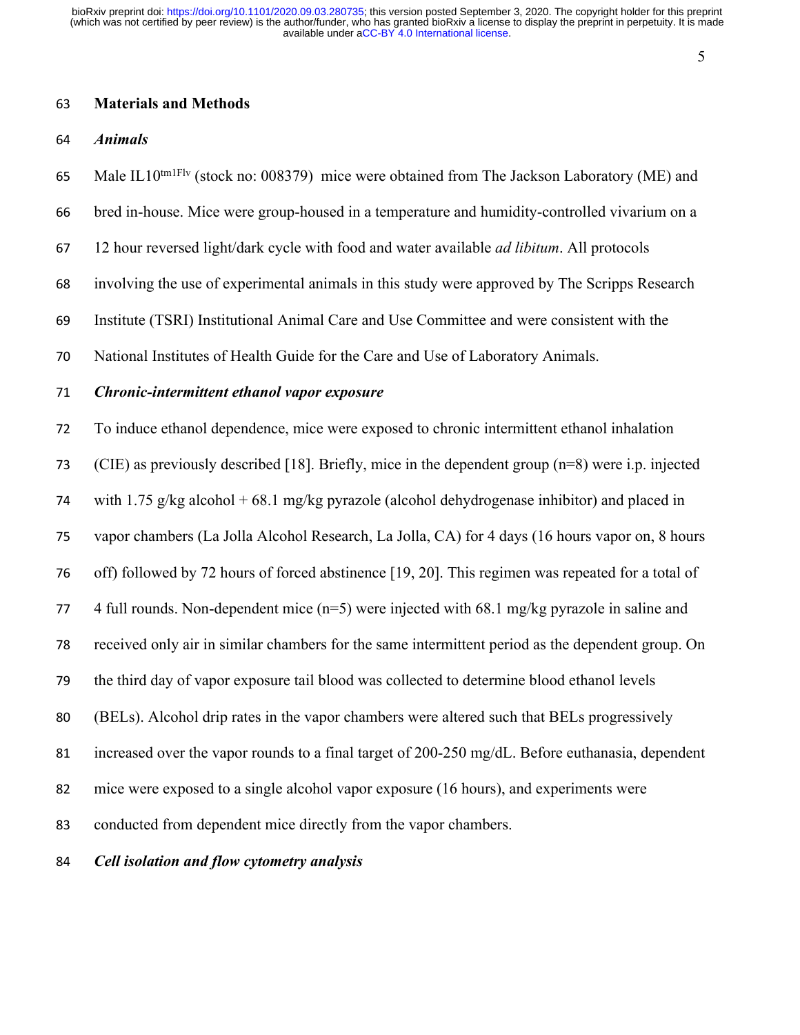## Materials and Methods

### *Animals*

Male IL10[tm1Flv] (stock no: 008379) mice were obtained from The Jackson Laboratory (ME) and bred in-house. Mice were group-housed in a temperature and humidity-controlled vivarium on a 12 hour reversed light/dark cycle with food and water available *ad libitum*. All protocols involving the use of experimental animals in this study were approved by The Scripps Research Institute (TSRI) Institutional Animal Care and Use Committee and were consistent with the National Institutes of Health Guide for the Care and Use of Laboratory Animals.

### *Chronic-intermittent ethanol vapor exposure*

To induce ethanol dependence, mice were exposed to chronic intermittent ethanol inhalation (CIE) as previously described [18]. Briefly, mice in the dependent group (n=8) were i.p. injected with 1.75 g/kg alcohol + 68.1 mg/kg pyrazole (alcohol dehydrogenase inhibitor) and placed in vapor chambers (La Jolla Alcohol Research, La Jolla, CA) for 4 days (16 hours vapor on, 8 hours off) followed by 72 hours of forced abstinence [19, 20]. This regimen was repeated for a total of 4 full rounds. Non-dependent mice (n=5) were injected with 68.1 mg/kg pyrazole in saline and received only air in similar chambers for the same intermittent period as the dependent group. On the third day of vapor exposure tail blood was collected to determine blood ethanol levels (BELs). Alcohol drip rates in the vapor chambers were altered such that BELs progressively increased over the vapor rounds to a final target of 200-250 mg/dL. Before euthanasia, dependent mice were exposed to a single alcohol vapor exposure (16 hours), and experiments were conducted from dependent mice directly from the vapor chambers.

### *Cell isolation and flow cytometry analysis*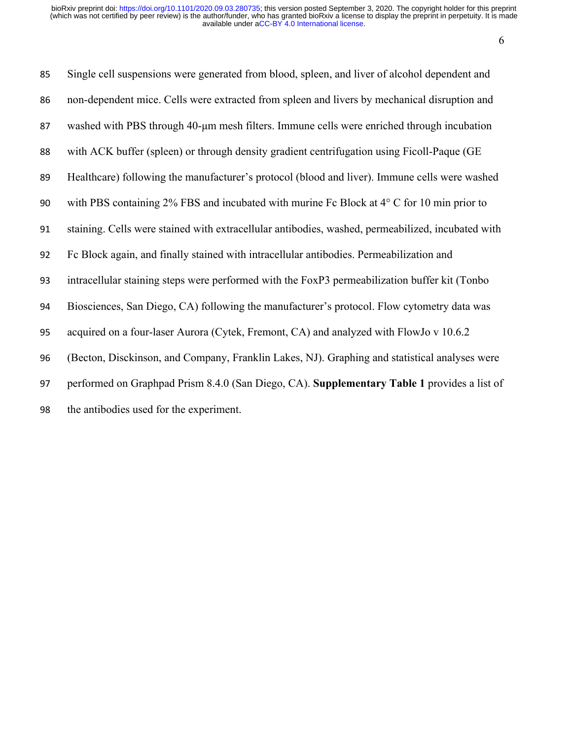Single cell suspensions were generated from blood, spleen, and liver of alcohol dependent and non-dependent mice. Cells were extracted from spleen and livers by mechanical disruption and washed with PBS through 40-µm mesh filters. Immune cells were enriched through incubation with ACK buffer (spleen) or through density gradient centrifugation using Ficoll-Paque (GE Healthcare) following the manufacturer's protocol (blood and liver). Immune cells were washed with PBS containing 2% FBS and incubated with murine Fc Block at 4° C for 10 min prior to staining. Cells were stained with extracellular antibodies, washed, permeabilized, incubated with Fc Block again, and finally stained with intracellular antibodies. Permeabilization and intracellular staining steps were performed with the FoxP3 permeabilization buffer kit (Tonbo Biosciences, San Diego, CA) following the manufacturer's protocol. Flow cytometry data was acquired on a four-laser Aurora (Cytek, Fremont, CA) and analyzed with FlowJo v 10.6.2 (Becton, Disckinson, and Company, Franklin Lakes, NJ). Graphing and statistical analyses were performed on Graphpad Prism 8.4.0 (San Diego, CA). **Supplementary Table 1** provides a list of the antibodies used for the experiment.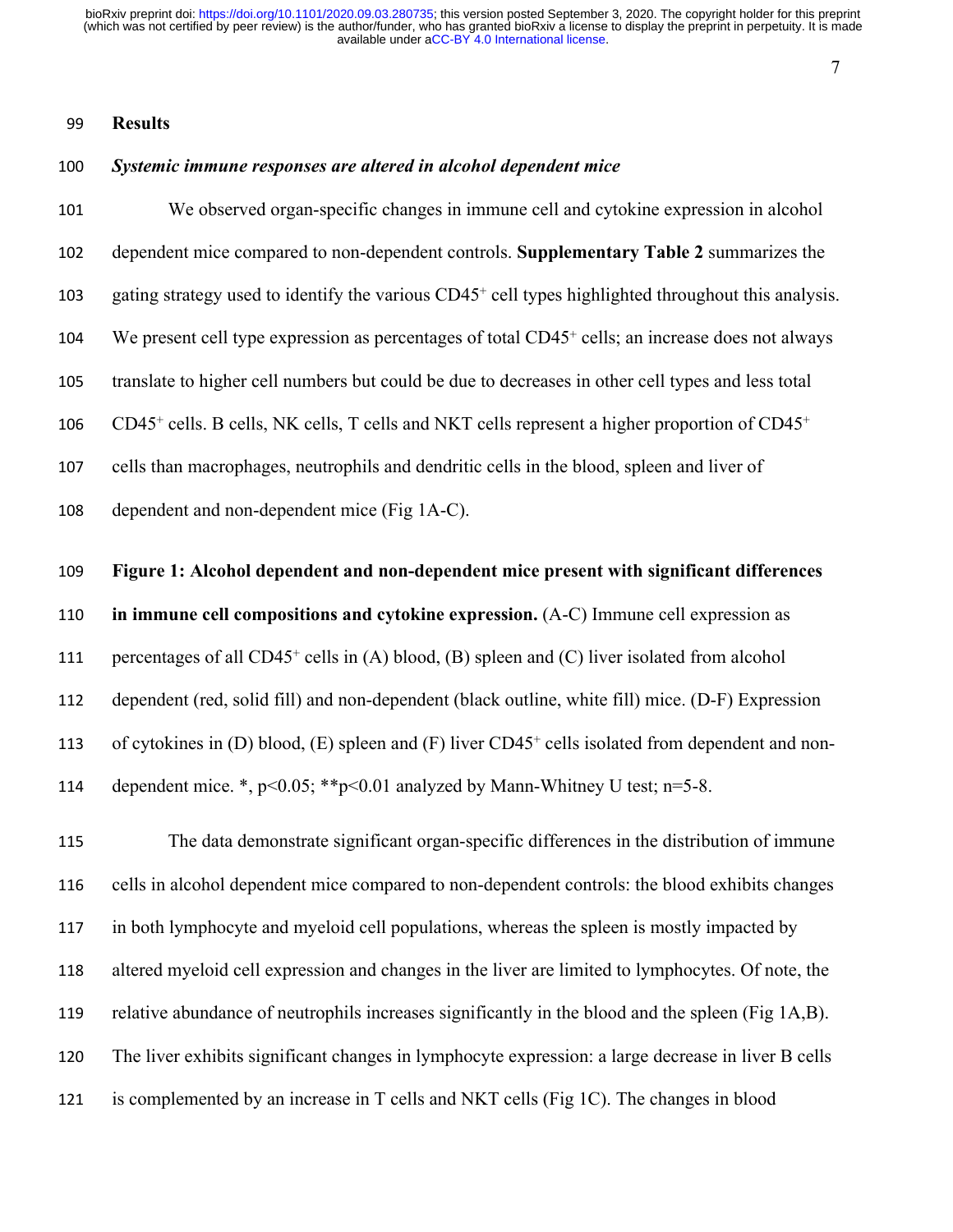## Results

### *Systemic immune responses are altered in alcohol dependent mice*

We observed organ-specific changes in immune cell and cytokine expression in alcohol dependent mice compared to non-dependent controls. **Supplementary Table 2** summarizes the gating strategy used to identify the various $CD45^{+}$ cell types highlighted throughout this analysis. We present cell type expression as percentages of total $CD45^{+}$ cells; an increase does not always translate to higher cell numbers but could be due to decreases in other cell types and less total $CD45^{+}$ cells. B cells, NK cells, T cells and NKT cells represent a higher proportion of $CD45^{+}$ cells than macrophages, neutrophils and dendritic cells in the blood, spleen and liver of dependent and non-dependent mice (Fig 1A-C).

**Figure 1: Alcohol dependent and non-dependent mice present with significant differences in immune cell compositions and cytokine expression.** (A-C) Immune cell expression as percentages of all $CD45^{+}$ cells in (A) blood, (B) spleen and (C) liver isolated from alcohol dependent (red, solid fill) and non-dependent (black outline, white fill) mice. (D-F) Expression of cytokines in (D) blood, (E) spleen and (F) liver $CD45^{+}$ cells isolated from dependent and non-dependent mice. *, $p<0.05$; **$p<0.01$ analyzed by Mann-Whitney U test; n=5-8.

The data demonstrate significant organ-specific differences in the distribution of immune cells in alcohol dependent mice compared to non-dependent controls: the blood exhibits changes in both lymphocyte and myeloid cell populations, whereas the spleen is mostly impacted by altered myeloid cell expression and changes in the liver are limited to lymphocytes. Of note, the relative abundance of neutrophils increases significantly in the blood and the spleen (Fig 1A,B). The liver exhibits significant changes in lymphocyte expression: a large decrease in liver B cells is complemented by an increase in T cells and NKT cells (Fig 1C). The changes in blood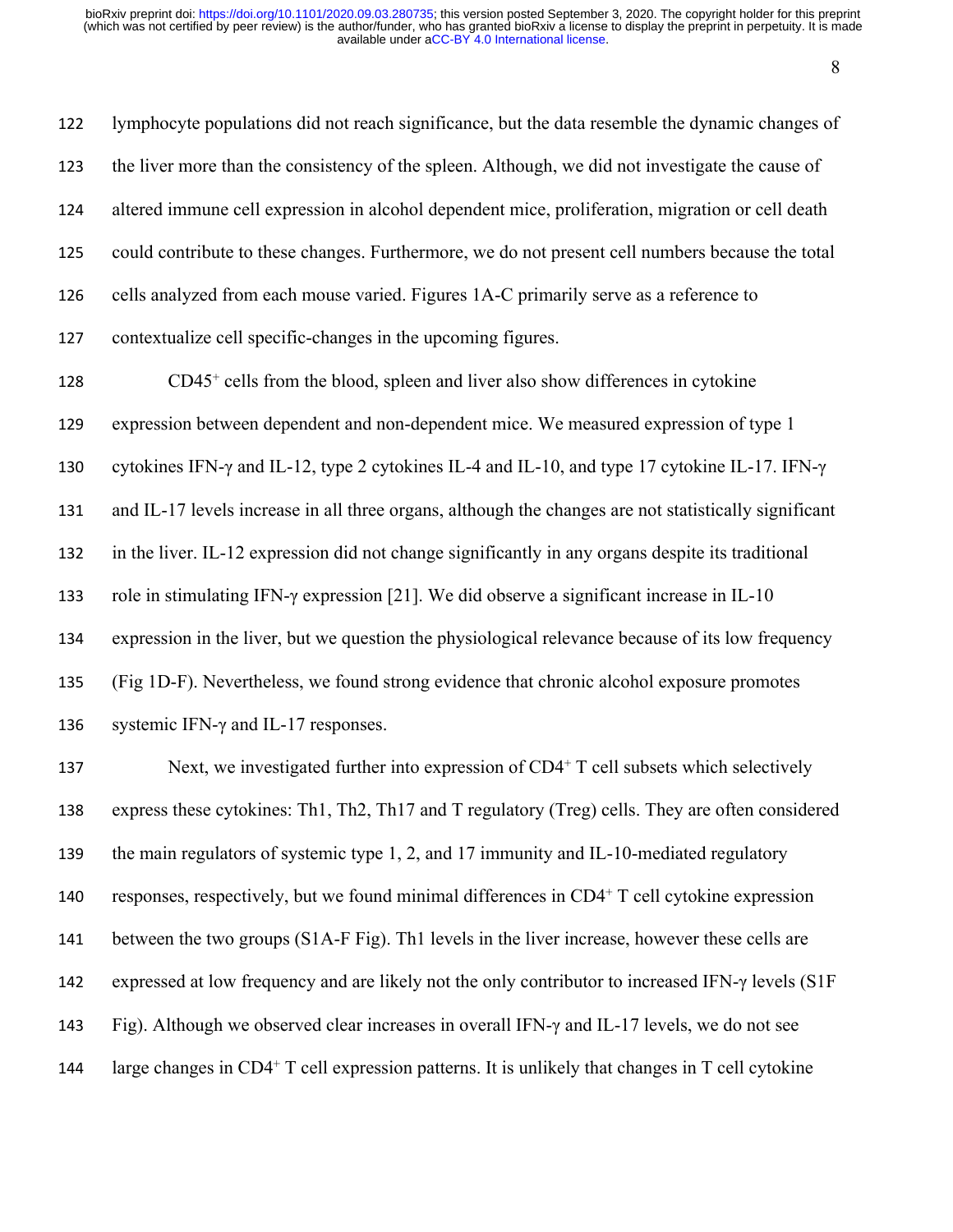lymphocyte populations did not reach significance, but the data resemble the dynamic changes of the liver more than the consistency of the spleen. Although, we did not investigate the cause of altered immune cell expression in alcohol dependent mice, proliferation, migration or cell death could contribute to these changes. Furthermore, we do not present cell numbers because the total cells analyzed from each mouse varied. Figures 1A-C primarily serve as a reference to contextualize cell specific-changes in the upcoming figures.

CD45$^{+}$ cells from the blood, spleen and liver also show differences in cytokine expression between dependent and non-dependent mice. We measured expression of type 1 cytokines IFN-γ and IL-12, type 2 cytokines IL-4 and IL-10, and type 17 cytokine IL-17. IFN-γ and IL-17 levels increase in all three organs, although the changes are not statistically significant in the liver. IL-12 expression did not change significantly in any organs despite its traditional role in stimulating IFN-γ expression [21]. We did observe a significant increase in IL-10 expression in the liver, but we question the physiological relevance because of its low frequency (Fig 1D-F). Nevertheless, we found strong evidence that chronic alcohol exposure promotes systemic IFN-γ and IL-17 responses.

Next, we investigated further into expression of CD4$^{+}$ T cell subsets which selectively express these cytokines: Th1, Th2, Th17 and T regulatory (Treg) cells. They are often considered the main regulators of systemic type 1, 2, and 17 immunity and IL-10-mediated regulatory responses, respectively, but we found minimal differences in CD4$^{+}$ T cell cytokine expression between the two groups (S1A-F Fig). Th1 levels in the liver increase, however these cells are expressed at low frequency and are likely not the only contributor to increased IFN-γ levels (S1F Fig). Although we observed clear increases in overall IFN-γ and IL-17 levels, we do not see large changes in CD4$^{+}$ T cell expression patterns. It is unlikely that changes in T cell cytokine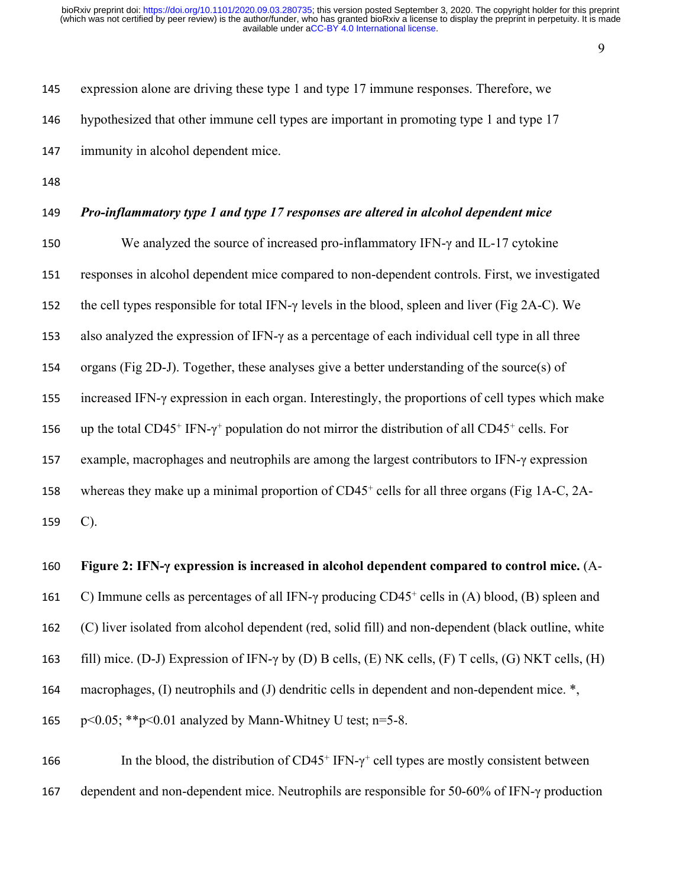expression alone are driving these type 1 and type 17 immune responses. Therefore, we hypothesized that other immune cell types are important in promoting type 1 and type 17 immunity in alcohol dependent mice.

### ***Pro-inflammatory type 1 and type 17 responses are altered in alcohol dependent mice***

We analyzed the source of increased pro-inflammatory IFN-γ and IL-17 cytokine responses in alcohol dependent mice compared to non-dependent controls. First, we investigated the cell types responsible for total IFN-γ levels in the blood, spleen and liver (Fig 2A-C). We also analyzed the expression of IFN-γ as a percentage of each individual cell type in all three organs (Fig 2D-J). Together, these analyses give a better understanding of the source(s) of increased IFN-γ expression in each organ. Interestingly, the proportions of cell types which make up the total $CD45^+$ IFN-$\gamma^+$ population do not mirror the distribution of all $CD45^+$ cells. For example, macrophages and neutrophils are among the largest contributors to IFN-γ expression whereas they make up a minimal proportion of $CD45^+$ cells for all three organs (Fig 1A-C, 2A-C).

**Figure 2: IFN-γ expression is increased in alcohol dependent compared to control mice.** (A-C) Immune cells as percentages of all IFN-γ producing $CD45^+$ cells in (A) blood, (B) spleen and (C) liver isolated from alcohol dependent (red, solid fill) and non-dependent (black outline, white fill) mice. (D-J) Expression of IFN-γ by (D) B cells, (E) NK cells, (F) T cells, (G) NKT cells, (H) macrophages, (I) neutrophils and (J) dendritic cells in dependent and non-dependent mice. *, $p<0.05$; ** $p<0.01$ analyzed by Mann-Whitney U test; n=5-8.

In the blood, the distribution of $CD45^+$ IFN-$\gamma^+$ cell types are mostly consistent between dependent and non-dependent mice. Neutrophils are responsible for 50-60% of IFN-γ production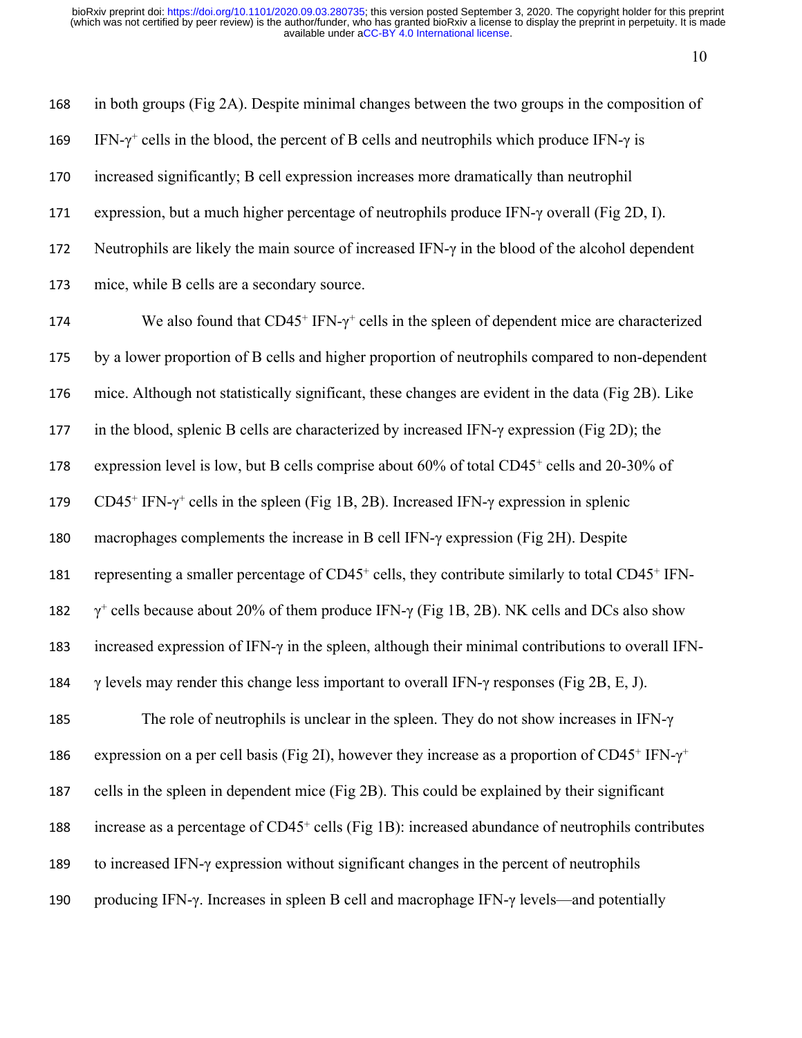in both groups (Fig 2A). Despite minimal changes between the two groups in the composition of IFN-$\gamma^+$ cells in the blood, the percent of B cells and neutrophils which produce IFN-γ is increased significantly; B cell expression increases more dramatically than neutrophil expression, but a much higher percentage of neutrophils produce IFN-γ overall (Fig 2D, I). Neutrophils are likely the main source of increased IFN-γ in the blood of the alcohol dependent mice, while B cells are a secondary source.

We also found that $CD45^+$ IFN-$\gamma^+$ cells in the spleen of dependent mice are characterized by a lower proportion of B cells and higher proportion of neutrophils compared to non-dependent mice. Although not statistically significant, these changes are evident in the data (Fig 2B). Like in the blood, splenic B cells are characterized by increased IFN-γ expression (Fig 2D); the expression level is low, but B cells comprise about 60% of total $CD45^+$ cells and 20-30% of $CD45^+$ IFN-$\gamma^+$ cells in the spleen (Fig 1B, 2B). Increased IFN-γ expression in splenic macrophages complements the increase in B cell IFN-γ expression (Fig 2H). Despite representing a smaller percentage of $CD45^+$ cells, they contribute similarly to total $CD45^+$ IFN-$\gamma^+$ cells because about 20% of them produce IFN-γ (Fig 1B, 2B). NK cells and DCs also show increased expression of IFN-γ in the spleen, although their minimal contributions to overall IFN-γ levels may render this change less important to overall IFN-γ responses (Fig 2B, E, J).

The role of neutrophils is unclear in the spleen. They do not show increases in IFN-γ expression on a per cell basis (Fig 2I), however they increase as a proportion of $CD45^+$ IFN-$\gamma^+$ cells in the spleen in dependent mice (Fig 2B). This could be explained by their significant increase as a percentage of $CD45^+$ cells (Fig 1B): increased abundance of neutrophils contributes to increased IFN-γ expression without significant changes in the percent of neutrophils producing IFN-γ. Increases in spleen B cell and macrophage IFN-γ levels—and potentially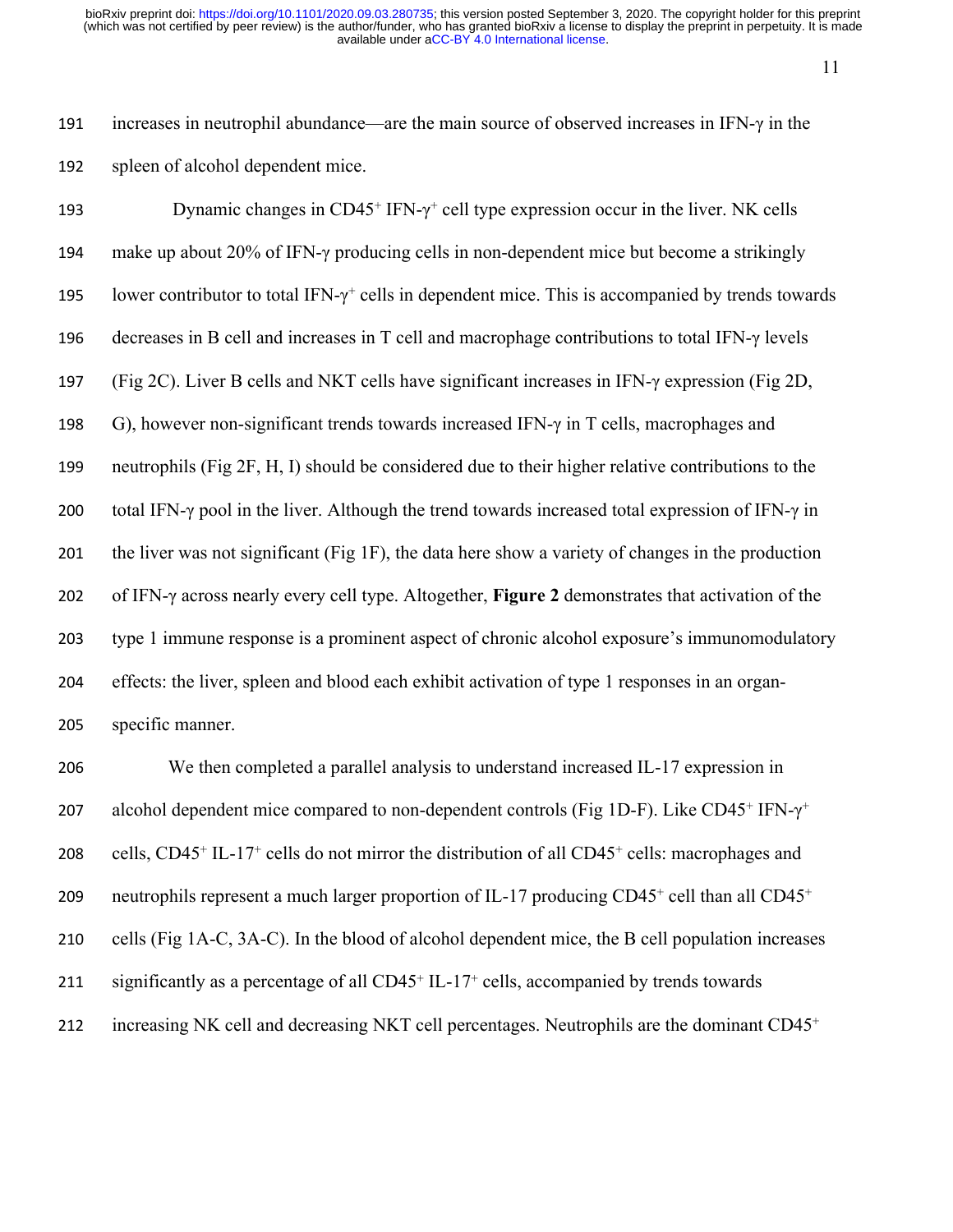increases in neutrophil abundance—are the main source of observed increases in IFN-γ in the spleen of alcohol dependent mice.

Dynamic changes in $CD45^+$ IFN-$\gamma^+$ cell type expression occur in the liver. NK cells make up about 20% of IFN-γ producing cells in non-dependent mice but become a strikingly lower contributor to total IFN-$\gamma^+$ cells in dependent mice. This is accompanied by trends towards decreases in B cell and increases in T cell and macrophage contributions to total IFN-γ levels (Fig 2C). Liver B cells and NKT cells have significant increases in IFN-γ expression (Fig 2D, G), however non-significant trends towards increased IFN-γ in T cells, macrophages and neutrophils (Fig 2F, H, I) should be considered due to their higher relative contributions to the total IFN-γ pool in the liver. Although the trend towards increased total expression of IFN-γ in the liver was not significant (Fig 1F), the data here show a variety of changes in the production of IFN-γ across nearly every cell type. Altogether, **Figure 2** demonstrates that activation of the type 1 immune response is a prominent aspect of chronic alcohol exposure's immunomodulatory effects: the liver, spleen and blood each exhibit activation of type 1 responses in an organ-specific manner.

We then completed a parallel analysis to understand increased IL-17 expression in alcohol dependent mice compared to non-dependent controls (Fig 1D-F). Like $CD45^+$ IFN-$\gamma^+$ cells, $CD45^+$ IL-$17^+$ cells do not mirror the distribution of all $CD45^+$ cells: macrophages and neutrophils represent a much larger proportion of IL-17 producing $CD45^+$ cell than all $CD45^+$ cells (Fig 1A-C, 3A-C). In the blood of alcohol dependent mice, the B cell population increases significantly as a percentage of all $CD45^+$ IL-$17^+$ cells, accompanied by trends towards increasing NK cell and decreasing NKT cell percentages. Neutrophils are the dominant $CD45^+$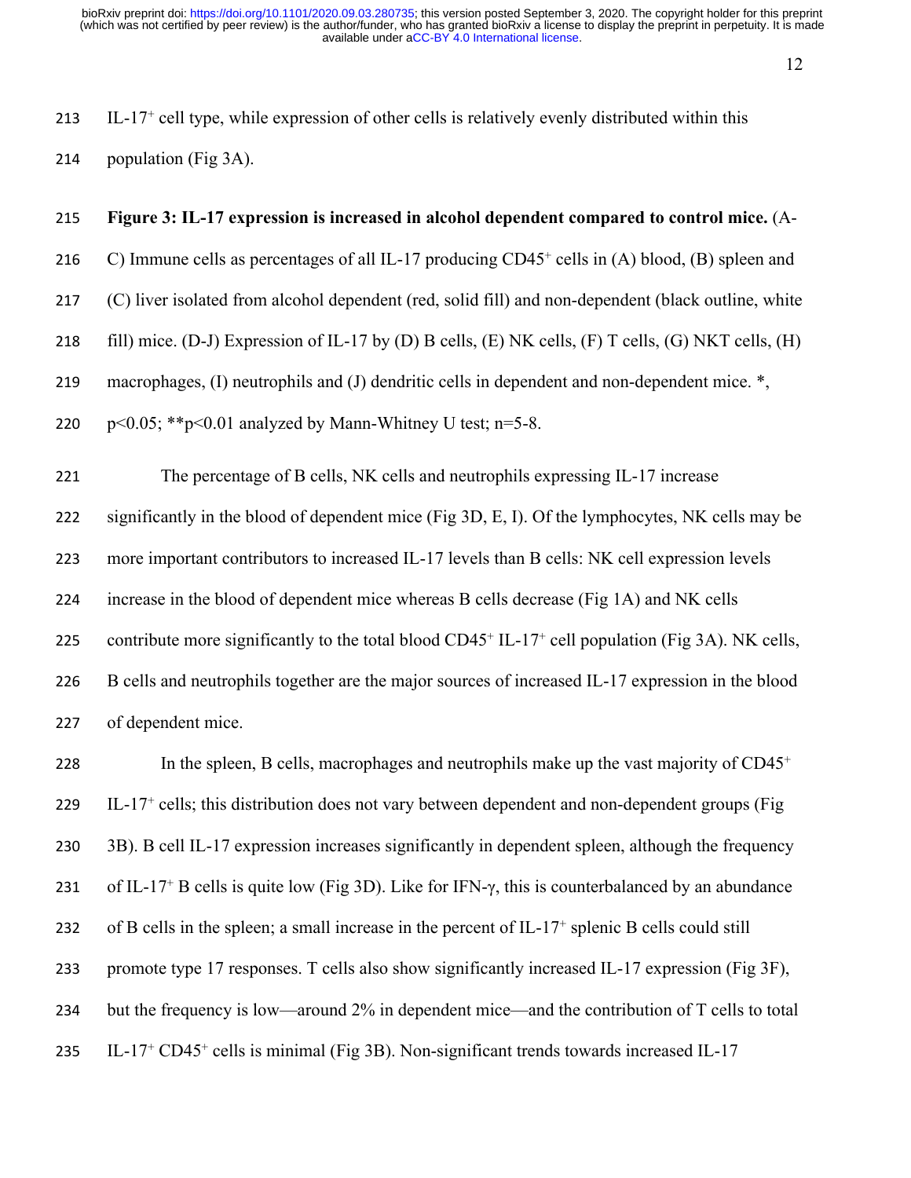IL-17$^+$ cell type, while expression of other cells is relatively evenly distributed within this population (Fig 3A).

**Figure 3: IL-17 expression is increased in alcohol dependent compared to control mice.** (A-C) Immune cells as percentages of all IL-17 producing CD45$^+$ cells in (A) blood, (B) spleen and (C) liver isolated from alcohol dependent (red, solid fill) and non-dependent (black outline, white fill) mice. (D-J) Expression of IL-17 by (D) B cells, (E) NK cells, (F) T cells, (G) NKT cells, (H) macrophages, (I) neutrophils and (J) dendritic cells in dependent and non-dependent mice. *, $p<0.05$; **$p<0.01$ analyzed by Mann-Whitney U test; n=5-8.

The percentage of B cells, NK cells and neutrophils expressing IL-17 increase significantly in the blood of dependent mice (Fig 3D, E, I). Of the lymphocytes, NK cells may be more important contributors to increased IL-17 levels than B cells: NK cell expression levels increase in the blood of dependent mice whereas B cells decrease (Fig 1A) and NK cells contribute more significantly to the total blood CD45$^+$ IL-17$^+$ cell population (Fig 3A). NK cells, B cells and neutrophils together are the major sources of increased IL-17 expression in the blood of dependent mice.

In the spleen, B cells, macrophages and neutrophils make up the vast majority of CD45$^+$ IL-17$^+$ cells; this distribution does not vary between dependent and non-dependent groups (Fig 3B). B cell IL-17 expression increases significantly in dependent spleen, although the frequency of IL-17$^+$ B cells is quite low (Fig 3D). Like for IFN-γ, this is counterbalanced by an abundance of B cells in the spleen; a small increase in the percent of IL-17$^+$ splenic B cells could still promote type 17 responses. T cells also show significantly increased IL-17 expression (Fig 3F), but the frequency is low—around 2% in dependent mice—and the contribution of T cells to total IL-17$^+$ CD45$^+$ cells is minimal (Fig 3B). Non-significant trends towards increased IL-17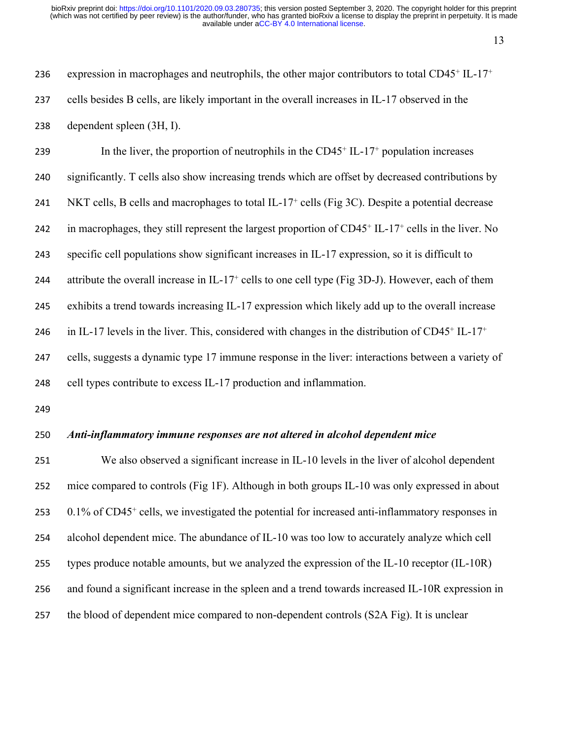expression in macrophages and neutrophils, the other major contributors to total $CD45^+$ $IL\text{-}17^+$ cells besides B cells, are likely important in the overall increases in IL-17 observed in the dependent spleen (3H, I).

In the liver, the proportion of neutrophils in the $CD45^+$ $IL\text{-}17^+$ population increases significantly. T cells also show increasing trends which are offset by decreased contributions by NKT cells, B cells and macrophages to total $IL\text{-}17^+$ cells (Fig 3C). Despite a potential decrease in macrophages, they still represent the largest proportion of $CD45^+$ $IL\text{-}17^+$ cells in the liver. No specific cell populations show significant increases in IL-17 expression, so it is difficult to attribute the overall increase in $IL\text{-}17^+$ cells to one cell type (Fig 3D-J). However, each of them exhibits a trend towards increasing IL-17 expression which likely add up to the overall increase in IL-17 levels in the liver. This, considered with changes in the distribution of $CD45^+$ $IL\text{-}17^+$ cells, suggests a dynamic type 17 immune response in the liver: interactions between a variety of cell types contribute to excess IL-17 production and inflammation.

### ***Anti-inflammatory immune responses are not altered in alcohol dependent mice***

We also observed a significant increase in IL-10 levels in the liver of alcohol dependent mice compared to controls (Fig 1F). Although in both groups IL-10 was only expressed in about 0.1% of $CD45^+$ cells, we investigated the potential for increased anti-inflammatory responses in alcohol dependent mice. The abundance of IL-10 was too low to accurately analyze which cell types produce notable amounts, but we analyzed the expression of the IL-10 receptor (IL-10R) and found a significant increase in the spleen and a trend towards increased IL-10R expression in the blood of dependent mice compared to non-dependent controls (S2A Fig). It is unclear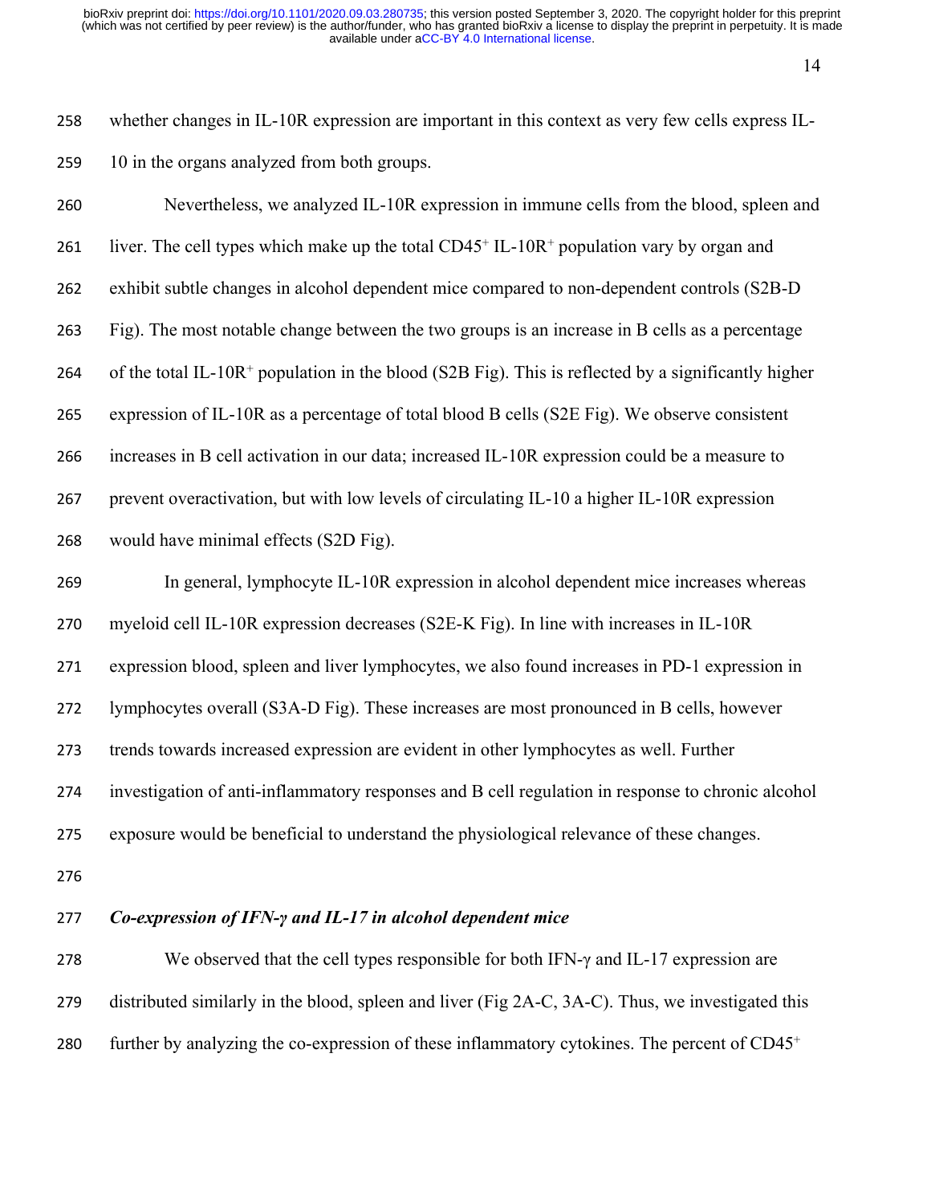whether changes in IL-10R expression are important in this context as very few cells express IL-10 in the organs analyzed from both groups.

Nevertheless, we analyzed IL-10R expression in immune cells from the blood, spleen and liver. The cell types which make up the total $CD45^+$ $IL\text{-}10R^+$ population vary by organ and exhibit subtle changes in alcohol dependent mice compared to non-dependent controls (S2B-D Fig). The most notable change between the two groups is an increase in B cells as a percentage of the total $IL\text{-}10R^+$ population in the blood (S2B Fig). This is reflected by a significantly higher expression of IL-10R as a percentage of total blood B cells (S2E Fig). We observe consistent increases in B cell activation in our data; increased IL-10R expression could be a measure to prevent overactivation, but with low levels of circulating IL-10 a higher IL-10R expression would have minimal effects (S2D Fig).

In general, lymphocyte IL-10R expression in alcohol dependent mice increases whereas myeloid cell IL-10R expression decreases (S2E-K Fig). In line with increases in IL-10R expression blood, spleen and liver lymphocytes, we also found increases in PD-1 expression in lymphocytes overall (S3A-D Fig). These increases are most pronounced in B cells, however trends towards increased expression are evident in other lymphocytes as well. Further investigation of anti-inflammatory responses and B cell regulation in response to chronic alcohol exposure would be beneficial to understand the physiological relevance of these changes.

### *Co-expression of IFN-γ and IL-17 in alcohol dependent mice*

We observed that the cell types responsible for both IFN-γ and IL-17 expression are distributed similarly in the blood, spleen and liver (Fig 2A-C, 3A-C). Thus, we investigated this further by analyzing the co-expression of these inflammatory cytokines. The percent of $CD45^+$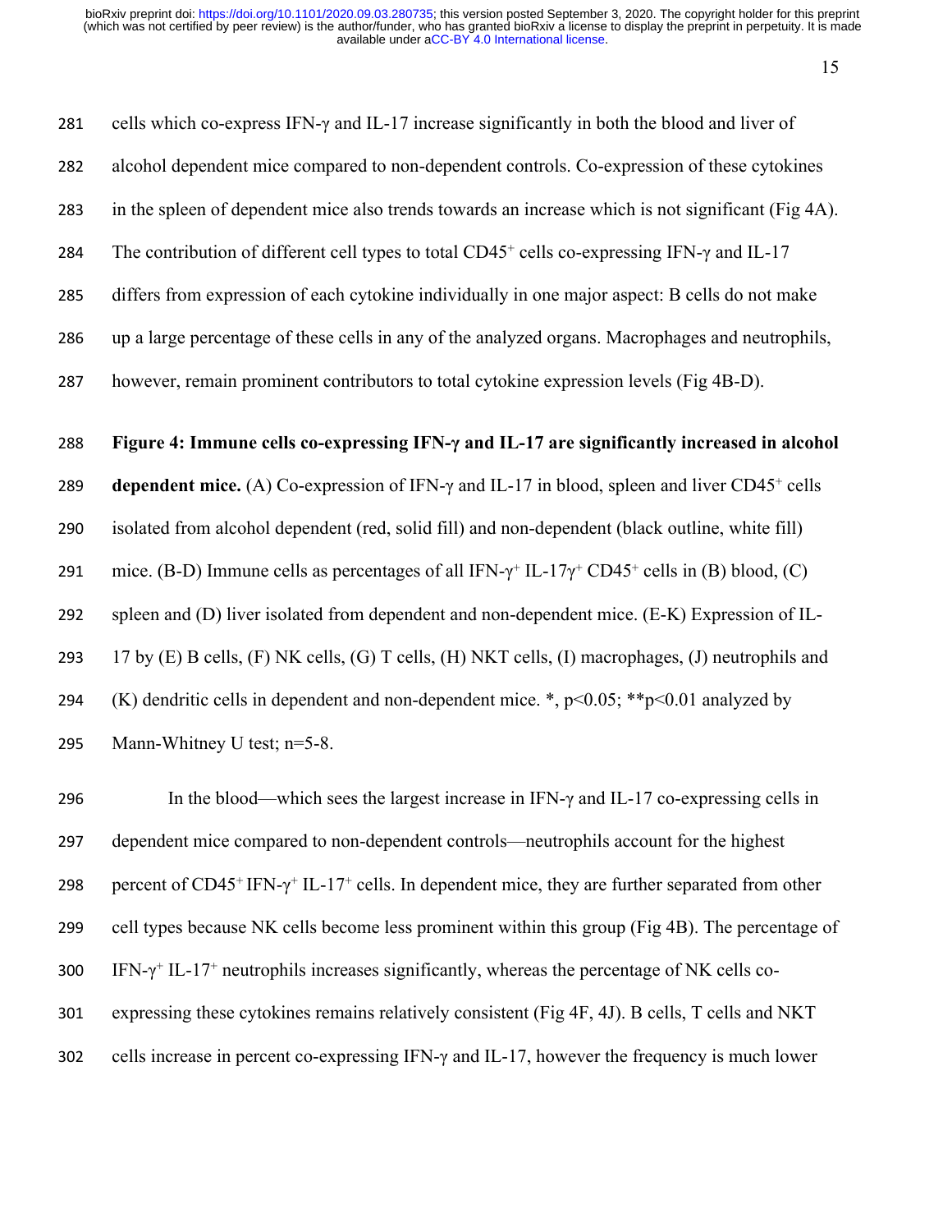cells which co-express IFN-γ and IL-17 increase significantly in both the blood and liver of alcohol dependent mice compared to non-dependent controls. Co-expression of these cytokines in the spleen of dependent mice also trends towards an increase which is not significant (Fig 4A). The contribution of different cell types to total $CD45^+$ cells co-expressing IFN-γ and IL-17 differs from expression of each cytokine individually in one major aspect: B cells do not make up a large percentage of these cells in any of the analyzed organs. Macrophages and neutrophils, however, remain prominent contributors to total cytokine expression levels (Fig 4B-D).

**Figure 4: Immune cells co-expressing IFN-γ and IL-17 are significantly increased in alcohol dependent mice.** (A) Co-expression of IFN-γ and IL-17 in blood, spleen and liver $CD45^+$ cells isolated from alcohol dependent (red, solid fill) and non-dependent (black outline, white fill) mice. (B-D) Immune cells as percentages of all IFN-$\gamma^+$ IL-17$\gamma^+$ $CD45^+$ cells in (B) blood, (C) spleen and (D) liver isolated from dependent and non-dependent mice. (E-K) Expression of IL-17 by (E) B cells, (F) NK cells, (G) T cells, (H) NKT cells, (I) macrophages, (J) neutrophils and (K) dendritic cells in dependent and non-dependent mice. *, $p<0.05$; **$p<0.01$ analyzed by Mann-Whitney U test; n=5-8.

In the blood—which sees the largest increase in IFN-γ and IL-17 co-expressing cells in dependent mice compared to non-dependent controls—neutrophils account for the highest percent of $CD45^+$ IFN-$\gamma^+$ IL-$17^+$ cells. In dependent mice, they are further separated from other cell types because NK cells become less prominent within this group (Fig 4B). The percentage of IFN-$\gamma^+$ IL-$17^+$ neutrophils increases significantly, whereas the percentage of NK cells co-expressing these cytokines remains relatively consistent (Fig 4F, 4J). B cells, T cells and NKT cells increase in percent co-expressing IFN-γ and IL-17, however the frequency is much lower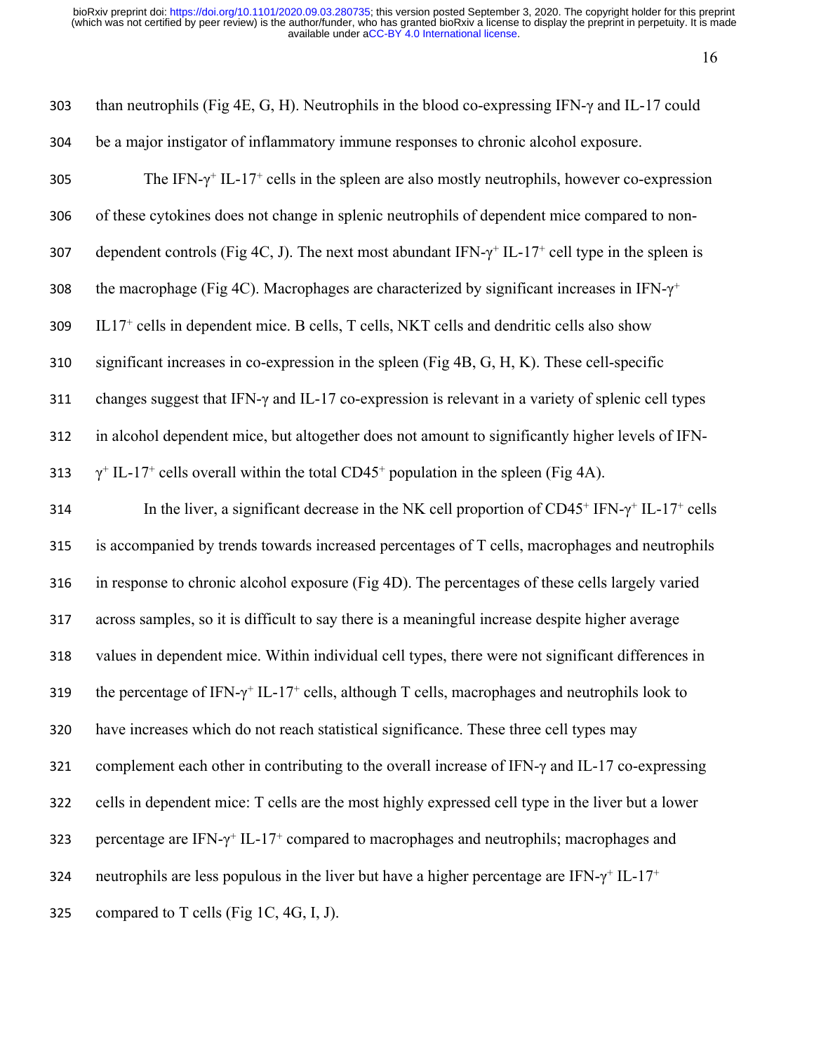than neutrophils (Fig 4E, G, H). Neutrophils in the blood co-expressing IFN-γ and IL-17 could be a major instigator of inflammatory immune responses to chronic alcohol exposure.

The IFN-$\gamma^+$ IL-$17^+$ cells in the spleen are also mostly neutrophils, however co-expression of these cytokines does not change in splenic neutrophils of dependent mice compared to non-dependent controls (Fig 4C, J). The next most abundant IFN-$\gamma^+$ IL-$17^+$ cell type in the spleen is the macrophage (Fig 4C). Macrophages are characterized by significant increases in IFN-$\gamma^+$ $IL17^+$ cells in dependent mice. B cells, T cells, NKT cells and dendritic cells also show significant increases in co-expression in the spleen (Fig 4B, G, H, K). These cell-specific changes suggest that IFN-γ and IL-17 co-expression is relevant in a variety of splenic cell types in alcohol dependent mice, but altogether does not amount to significantly higher levels of IFN-$\gamma^+$ IL-$17^+$ cells overall within the total $CD45^+$ population in the spleen (Fig 4A).

In the liver, a significant decrease in the NK cell proportion of $CD45^+$ IFN-$\gamma^+$ IL-$17^+$ cells is accompanied by trends towards increased percentages of T cells, macrophages and neutrophils in response to chronic alcohol exposure (Fig 4D). The percentages of these cells largely varied across samples, so it is difficult to say there is a meaningful increase despite higher average values in dependent mice. Within individual cell types, there were not significant differences in the percentage of IFN-$\gamma^+$ IL-$17^+$ cells, although T cells, macrophages and neutrophils look to have increases which do not reach statistical significance. These three cell types may complement each other in contributing to the overall increase of IFN-γ and IL-17 co-expressing cells in dependent mice: T cells are the most highly expressed cell type in the liver but a lower percentage are IFN-$\gamma^+$ IL-$17^+$ compared to macrophages and neutrophils; macrophages and neutrophils are less populous in the liver but have a higher percentage are IFN-$\gamma^+$ IL-$17^+$ compared to T cells (Fig 1C, 4G, I, J).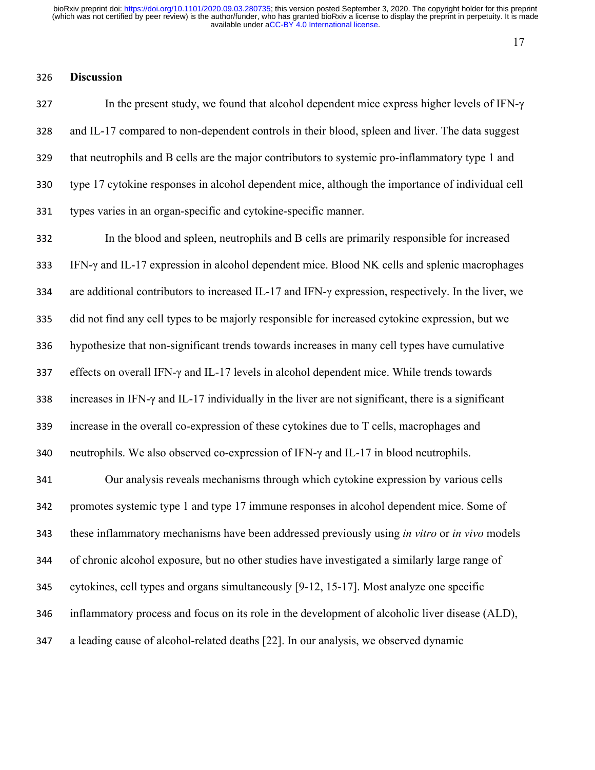## Discussion

In the present study, we found that alcohol dependent mice express higher levels of IFN-γ and IL-17 compared to non-dependent controls in their blood, spleen and liver. The data suggest that neutrophils and B cells are the major contributors to systemic pro-inflammatory type 1 and type 17 cytokine responses in alcohol dependent mice, although the importance of individual cell types varies in an organ-specific and cytokine-specific manner.

In the blood and spleen, neutrophils and B cells are primarily responsible for increased IFN-γ and IL-17 expression in alcohol dependent mice. Blood NK cells and splenic macrophages are additional contributors to increased IL-17 and IFN-γ expression, respectively. In the liver, we did not find any cell types to be majorly responsible for increased cytokine expression, but we hypothesize that non-significant trends towards increases in many cell types have cumulative effects on overall IFN-γ and IL-17 levels in alcohol dependent mice. While trends towards increases in IFN-γ and IL-17 individually in the liver are not significant, there is a significant increase in the overall co-expression of these cytokines due to T cells, macrophages and neutrophils. We also observed co-expression of IFN-γ and IL-17 in blood neutrophils.

Our analysis reveals mechanisms through which cytokine expression by various cells promotes systemic type 1 and type 17 immune responses in alcohol dependent mice. Some of these inflammatory mechanisms have been addressed previously using *in vitro* or *in vivo* models of chronic alcohol exposure, but no other studies have investigated a similarly large range of cytokines, cell types and organs simultaneously [9-12, 15-17]. Most analyze one specific inflammatory process and focus on its role in the development of alcoholic liver disease (ALD), a leading cause of alcohol-related deaths [22]. In our analysis, we observed dynamic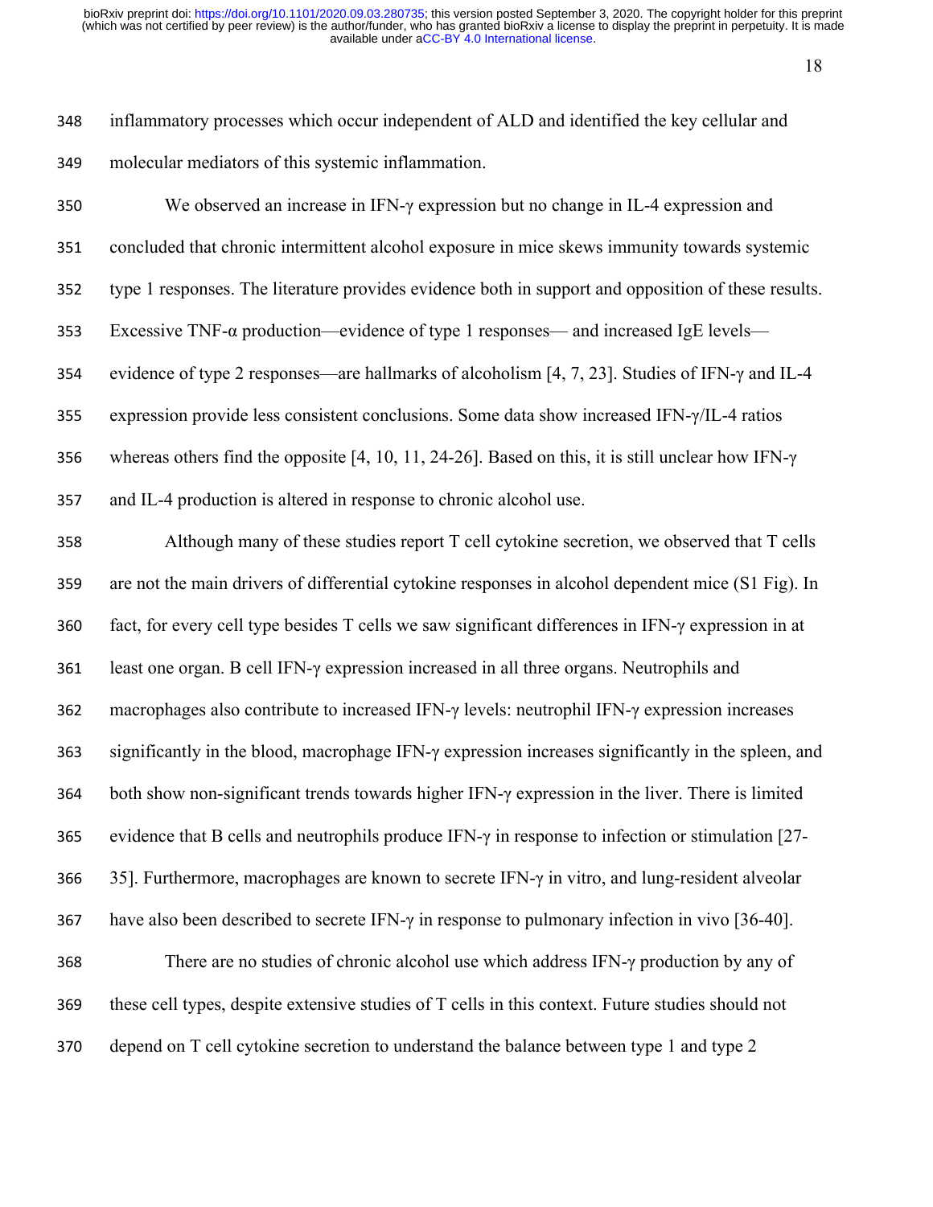inflammatory processes which occur independent of ALD and identified the key cellular and molecular mediators of this systemic inflammation.

We observed an increase in IFN-γ expression but no change in IL-4 expression and concluded that chronic intermittent alcohol exposure in mice skews immunity towards systemic type 1 responses. The literature provides evidence both in support and opposition of these results. Excessive TNF-α production—evidence of type 1 responses— and increased IgE levels—evidence of type 2 responses—are hallmarks of alcoholism [4, 7, 23]. Studies of IFN-γ and IL-4 expression provide less consistent conclusions. Some data show increased IFN-γ/IL-4 ratios whereas others find the opposite [4, 10, 11, 24-26]. Based on this, it is still unclear how IFN-γ and IL-4 production is altered in response to chronic alcohol use.

Although many of these studies report T cell cytokine secretion, we observed that T cells are not the main drivers of differential cytokine responses in alcohol dependent mice (S1 Fig). In fact, for every cell type besides T cells we saw significant differences in IFN-γ expression in at least one organ. B cell IFN-γ expression increased in all three organs. Neutrophils and macrophages also contribute to increased IFN-γ levels: neutrophil IFN-γ expression increases significantly in the blood, macrophage IFN-γ expression increases significantly in the spleen, and both show non-significant trends towards higher IFN-γ expression in the liver. There is limited evidence that B cells and neutrophils produce IFN-γ in response to infection or stimulation [27-35]. Furthermore, macrophages are known to secrete IFN-γ in vitro, and lung-resident alveolar have also been described to secrete IFN-γ in response to pulmonary infection in vivo [36-40].

There are no studies of chronic alcohol use which address IFN-γ production by any of these cell types, despite extensive studies of T cells in this context. Future studies should not depend on T cell cytokine secretion to understand the balance between type 1 and type 2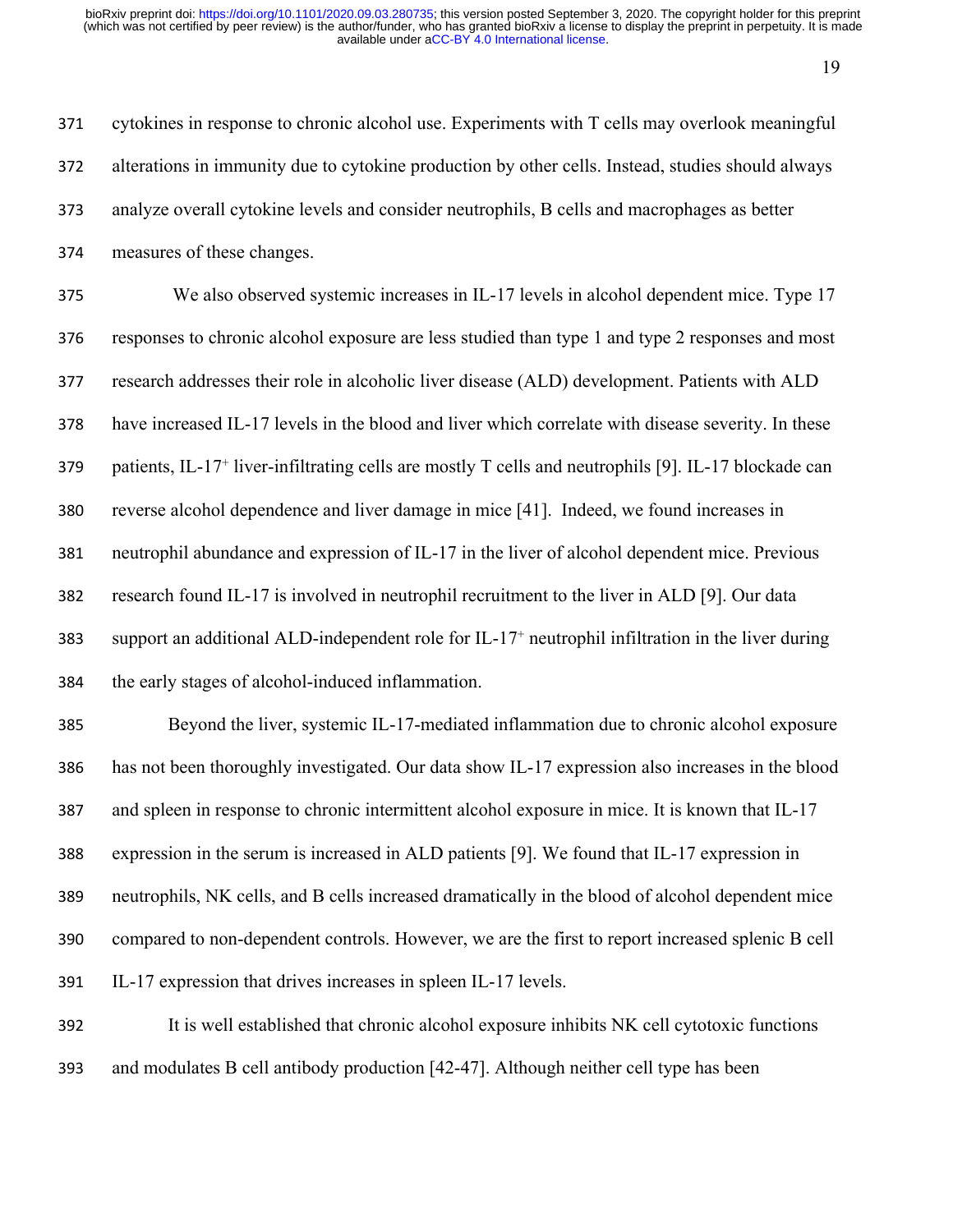cytokines in response to chronic alcohol use. Experiments with T cells may overlook meaningful alterations in immunity due to cytokine production by other cells. Instead, studies should always analyze overall cytokine levels and consider neutrophils, B cells and macrophages as better measures of these changes.

We also observed systemic increases in IL-17 levels in alcohol dependent mice. Type 17 responses to chronic alcohol exposure are less studied than type 1 and type 2 responses and most research addresses their role in alcoholic liver disease (ALD) development. Patients with ALD have increased IL-17 levels in the blood and liver which correlate with disease severity. In these patients, IL-17$^+$ liver-infiltrating cells are mostly T cells and neutrophils [9]. IL-17 blockade can reverse alcohol dependence and liver damage in mice [41]. Indeed, we found increases in neutrophil abundance and expression of IL-17 in the liver of alcohol dependent mice. Previous research found IL-17 is involved in neutrophil recruitment to the liver in ALD [9]. Our data support an additional ALD-independent role for IL-17$^+$ neutrophil infiltration in the liver during the early stages of alcohol-induced inflammation.

Beyond the liver, systemic IL-17-mediated inflammation due to chronic alcohol exposure has not been thoroughly investigated. Our data show IL-17 expression also increases in the blood and spleen in response to chronic intermittent alcohol exposure in mice. It is known that IL-17 expression in the serum is increased in ALD patients [9]. We found that IL-17 expression in neutrophils, NK cells, and B cells increased dramatically in the blood of alcohol dependent mice compared to non-dependent controls. However, we are the first to report increased splenic B cell IL-17 expression that drives increases in spleen IL-17 levels.

It is well established that chronic alcohol exposure inhibits NK cell cytotoxic functions and modulates B cell antibody production [42-47]. Although neither cell type has been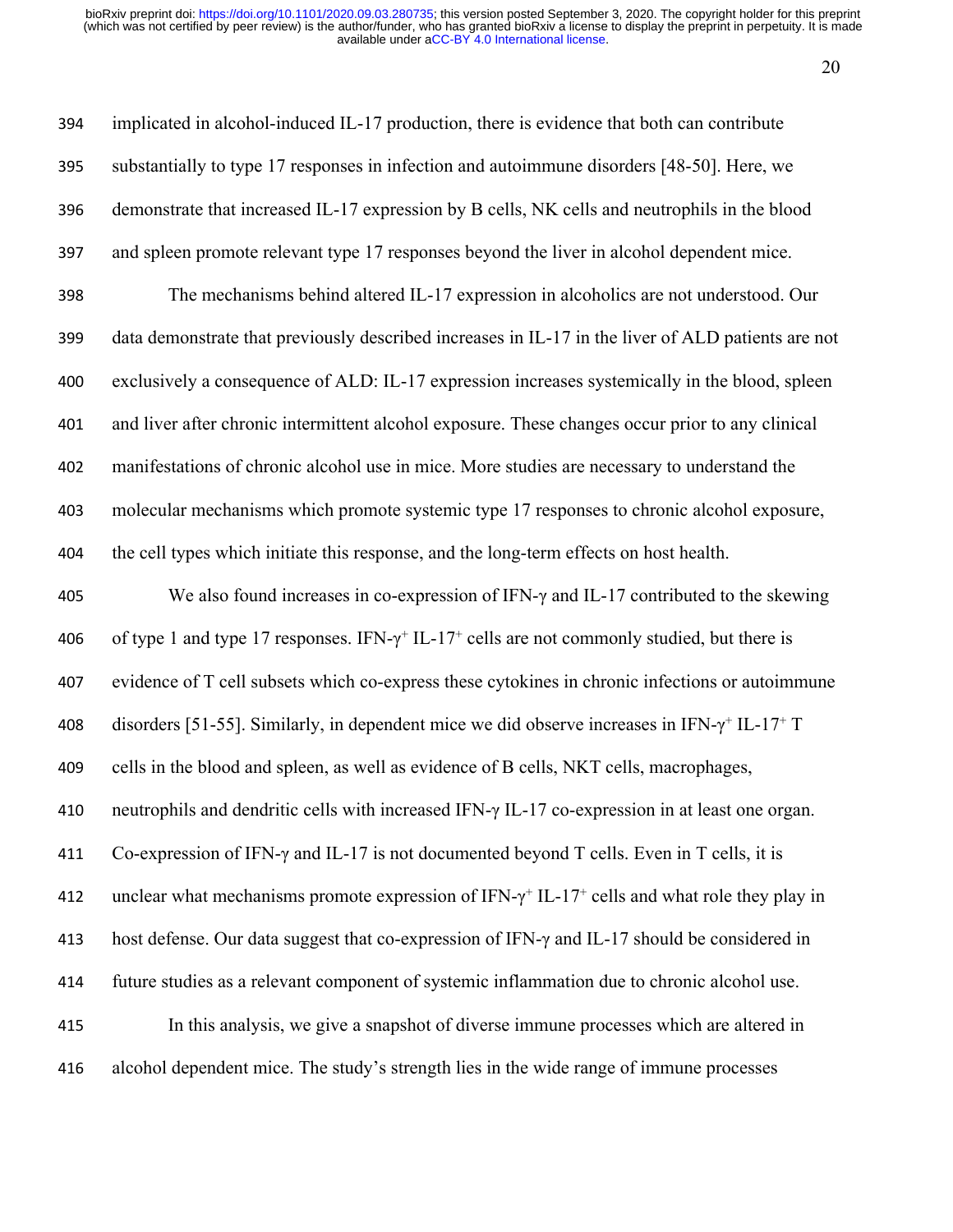implicated in alcohol-induced IL-17 production, there is evidence that both can contribute substantially to type 17 responses in infection and autoimmune disorders [48-50]. Here, we demonstrate that increased IL-17 expression by B cells, NK cells and neutrophils in the blood and spleen promote relevant type 17 responses beyond the liver in alcohol dependent mice.

The mechanisms behind altered IL-17 expression in alcoholics are not understood. Our data demonstrate that previously described increases in IL-17 in the liver of ALD patients are not exclusively a consequence of ALD: IL-17 expression increases systemically in the blood, spleen and liver after chronic intermittent alcohol exposure. These changes occur prior to any clinical manifestations of chronic alcohol use in mice. More studies are necessary to understand the molecular mechanisms which promote systemic type 17 responses to chronic alcohol exposure, the cell types which initiate this response, and the long-term effects on host health.

We also found increases in co-expression of IFN-γ and IL-17 contributed to the skewing of type 1 and type 17 responses. IFN-$\gamma^+$ IL-$17^+$ cells are not commonly studied, but there is evidence of T cell subsets which co-express these cytokines in chronic infections or autoimmune disorders [51-55]. Similarly, in dependent mice we did observe increases in IFN-$\gamma^+$ IL-$17^+$ T cells in the blood and spleen, as well as evidence of B cells, NKT cells, macrophages, neutrophils and dendritic cells with increased IFN-γ IL-17 co-expression in at least one organ. Co-expression of IFN-γ and IL-17 is not documented beyond T cells. Even in T cells, it is unclear what mechanisms promote expression of IFN-$\gamma^+$ IL-$17^+$ cells and what role they play in host defense. Our data suggest that co-expression of IFN-γ and IL-17 should be considered in future studies as a relevant component of systemic inflammation due to chronic alcohol use.

In this analysis, we give a snapshot of diverse immune processes which are altered in alcohol dependent mice. The study's strength lies in the wide range of immune processes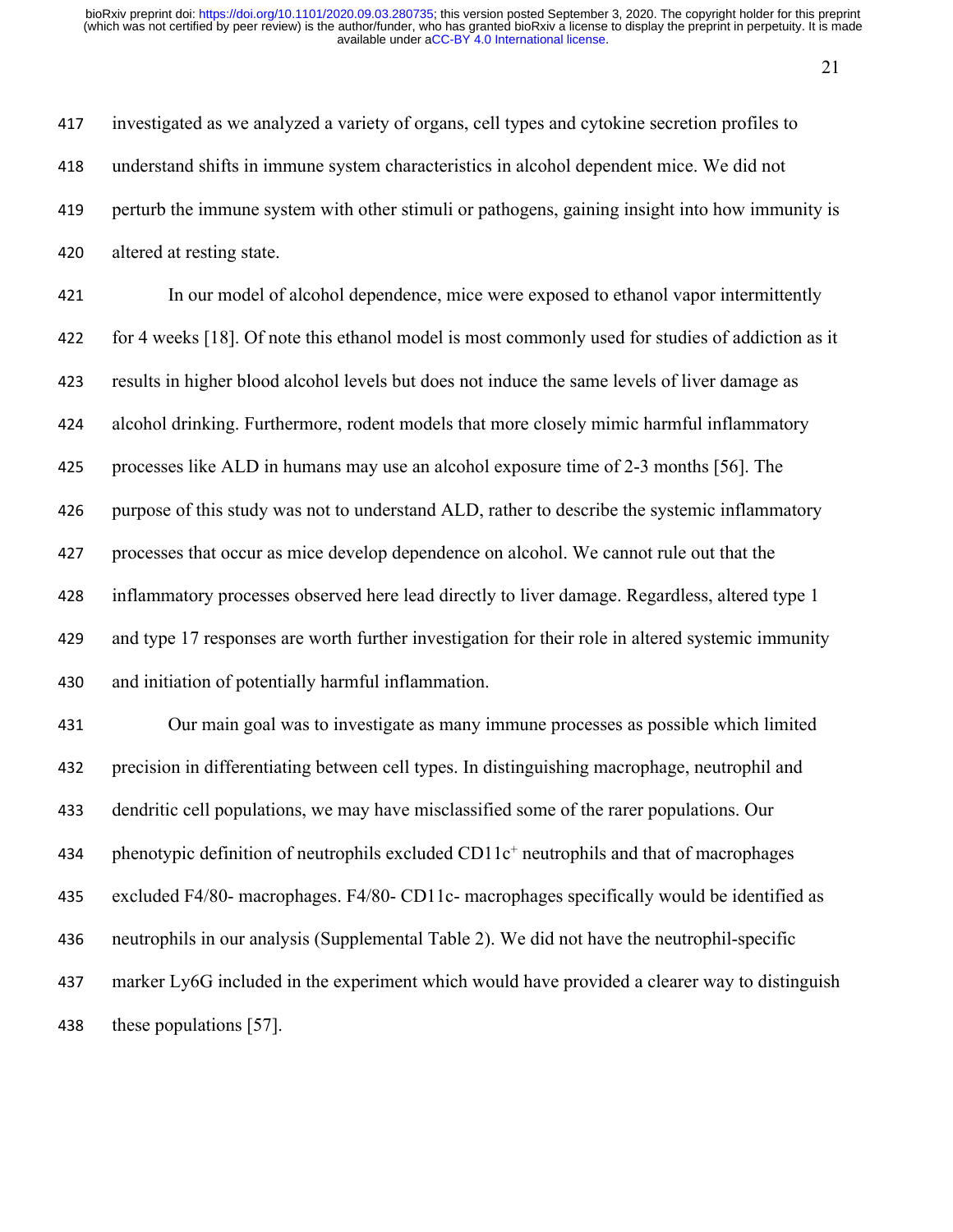investigated as we analyzed a variety of organs, cell types and cytokine secretion profiles to understand shifts in immune system characteristics in alcohol dependent mice. We did not perturb the immune system with other stimuli or pathogens, gaining insight into how immunity is altered at resting state.

In our model of alcohol dependence, mice were exposed to ethanol vapor intermittently for 4 weeks [18]. Of note this ethanol model is most commonly used for studies of addiction as it results in higher blood alcohol levels but does not induce the same levels of liver damage as alcohol drinking. Furthermore, rodent models that more closely mimic harmful inflammatory processes like ALD in humans may use an alcohol exposure time of 2-3 months [56]. The purpose of this study was not to understand ALD, rather to describe the systemic inflammatory processes that occur as mice develop dependence on alcohol. We cannot rule out that the inflammatory processes observed here lead directly to liver damage. Regardless, altered type 1 and type 17 responses are worth further investigation for their role in altered systemic immunity and initiation of potentially harmful inflammation.

Our main goal was to investigate as many immune processes as possible which limited precision in differentiating between cell types. In distinguishing macrophage, neutrophil and dendritic cell populations, we may have misclassified some of the rarer populations. Our phenotypic definition of neutrophils excluded CD11c$^+$ neutrophils and that of macrophages excluded F4/80- macrophages. F4/80- CD11c- macrophages specifically would be identified as neutrophils in our analysis (Supplemental Table 2). We did not have the neutrophil-specific marker Ly6G included in the experiment which would have provided a clearer way to distinguish these populations [57].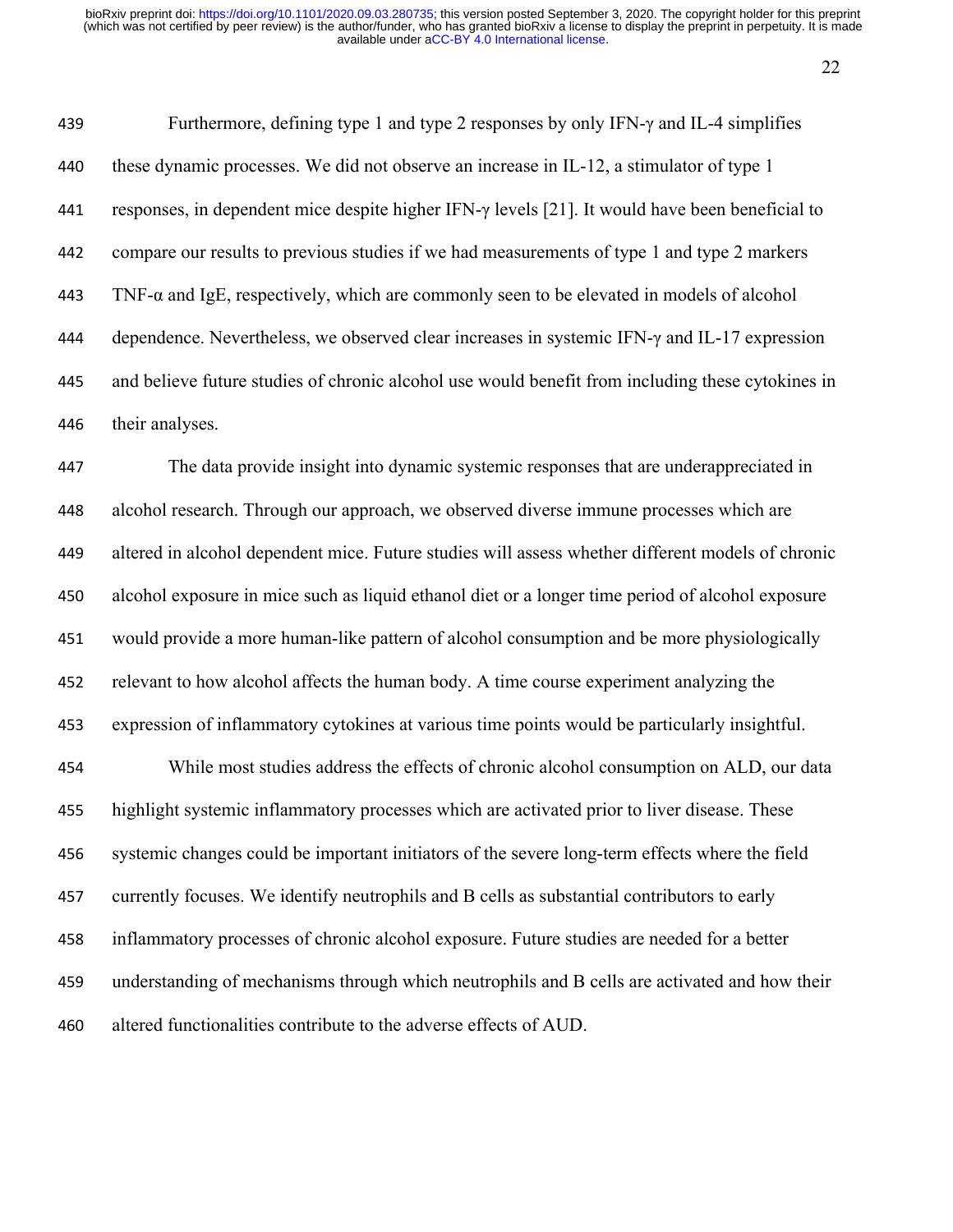Furthermore, defining type 1 and type 2 responses by only IFN-γ and IL-4 simplifies these dynamic processes. We did not observe an increase in IL-12, a stimulator of type 1 responses, in dependent mice despite higher IFN-γ levels [21]. It would have been beneficial to compare our results to previous studies if we had measurements of type 1 and type 2 markers TNF-α and IgE, respectively, which are commonly seen to be elevated in models of alcohol dependence. Nevertheless, we observed clear increases in systemic IFN-γ and IL-17 expression and believe future studies of chronic alcohol use would benefit from including these cytokines in their analyses.

The data provide insight into dynamic systemic responses that are underappreciated in alcohol research. Through our approach, we observed diverse immune processes which are altered in alcohol dependent mice. Future studies will assess whether different models of chronic alcohol exposure in mice such as liquid ethanol diet or a longer time period of alcohol exposure would provide a more human-like pattern of alcohol consumption and be more physiologically relevant to how alcohol affects the human body. A time course experiment analyzing the expression of inflammatory cytokines at various time points would be particularly insightful.

While most studies address the effects of chronic alcohol consumption on ALD, our data highlight systemic inflammatory processes which are activated prior to liver disease. These systemic changes could be important initiators of the severe long-term effects where the field currently focuses. We identify neutrophils and B cells as substantial contributors to early inflammatory processes of chronic alcohol exposure. Future studies are needed for a better understanding of mechanisms through which neutrophils and B cells are activated and how their altered functionalities contribute to the adverse effects of AUD.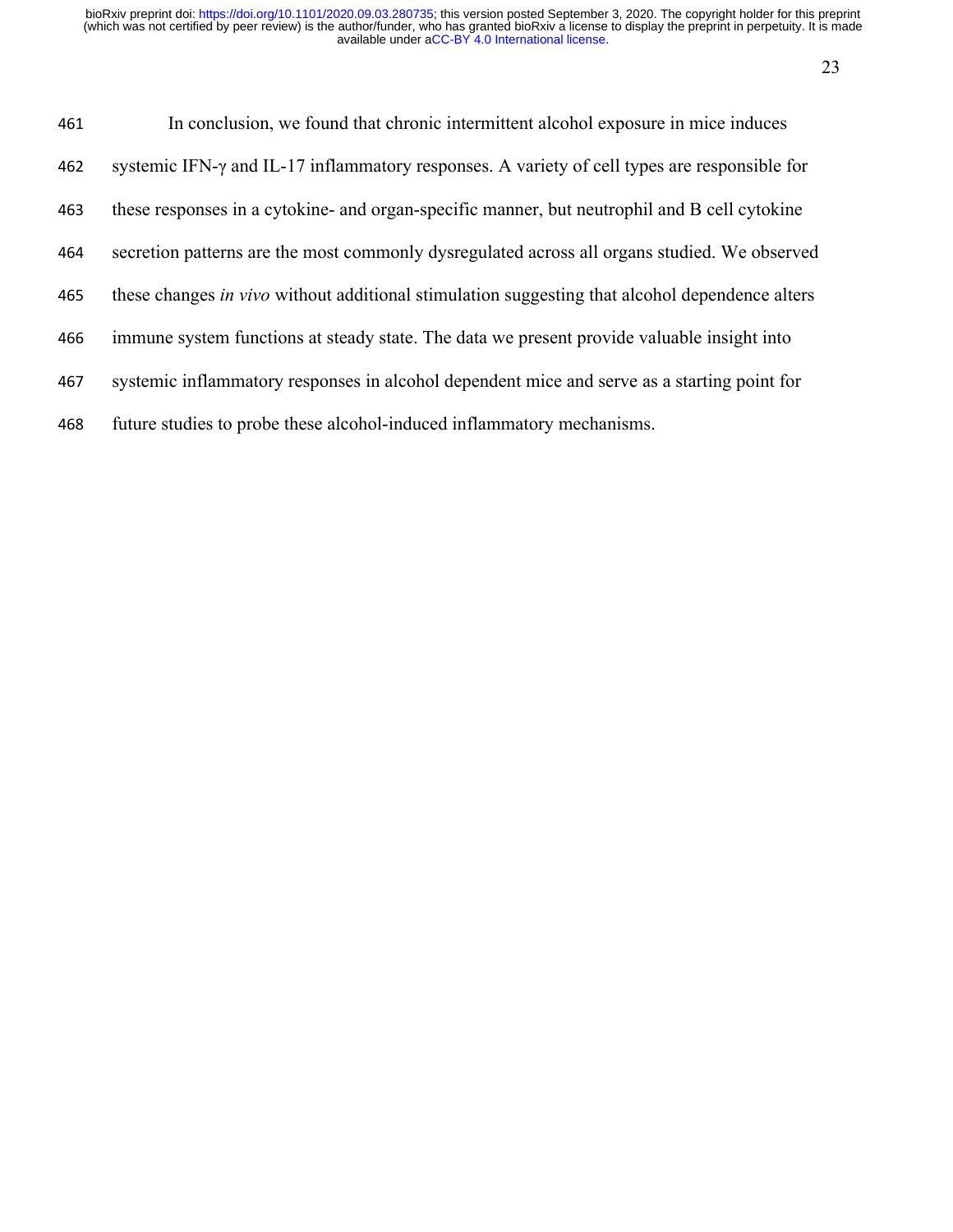In conclusion, we found that chronic intermittent alcohol exposure in mice induces systemic IFN-γ and IL-17 inflammatory responses. A variety of cell types are responsible for these responses in a cytokine- and organ-specific manner, but neutrophil and B cell cytokine secretion patterns are the most commonly dysregulated across all organs studied. We observed these changes *in vivo* without additional stimulation suggesting that alcohol dependence alters immune system functions at steady state. The data we present provide valuable insight into systemic inflammatory responses in alcohol dependent mice and serve as a starting point for future studies to probe these alcohol-induced inflammatory mechanisms.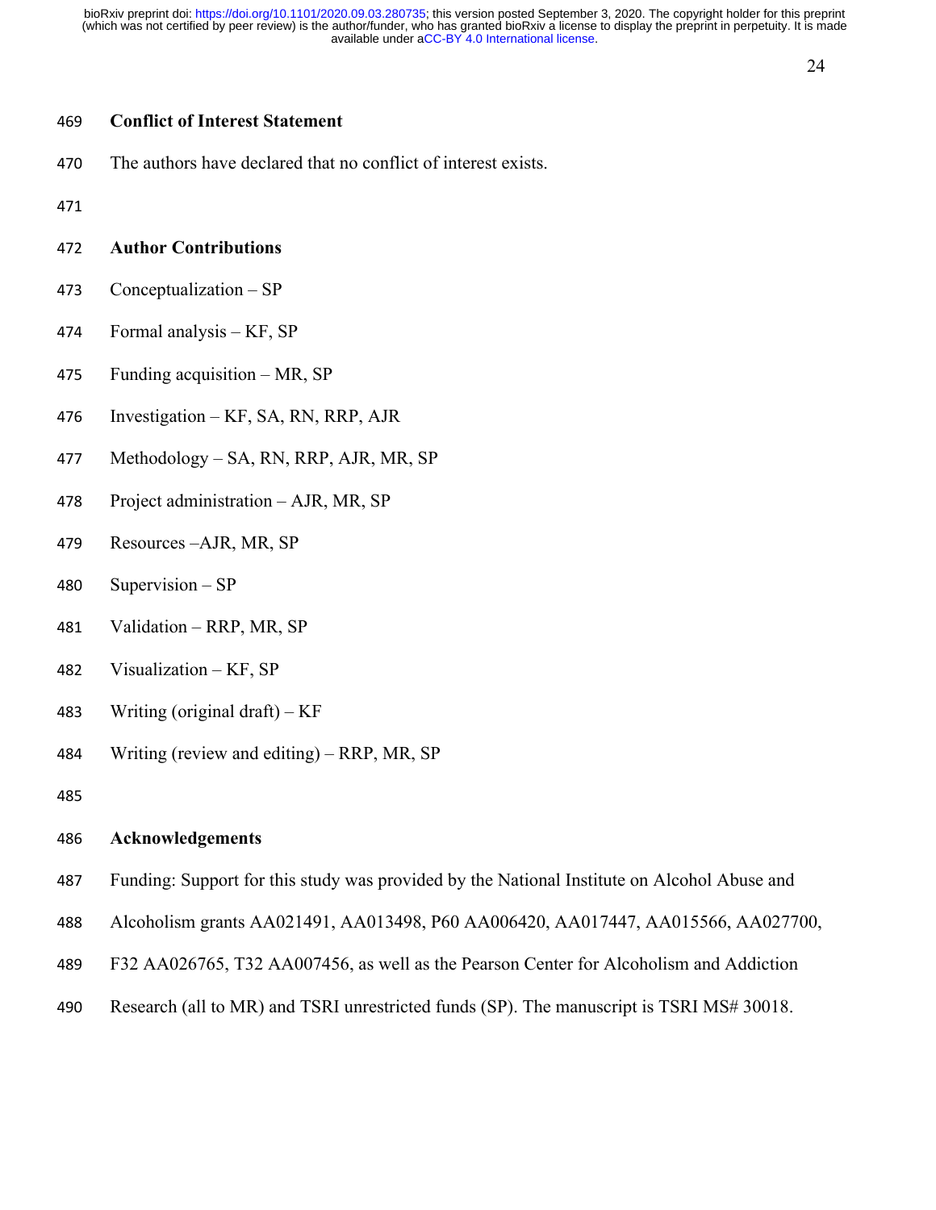## Conflict of Interest Statement

The authors have declared that no conflict of interest exists.

## Author Contributions

Conceptualization – SP

Formal analysis – KF, SP

Funding acquisition – MR, SP

Investigation – KF, SA, RN, RRP, AJR

Methodology – SA, RN, RRP, AJR, MR, SP

Project administration – AJR, MR, SP

Resources –AJR, MR, SP

Supervision – SP

Validation – RRP, MR, SP

Visualization – KF, SP

Writing (original draft) – KF

Writing (review and editing) – RRP, MR, SP

## Acknowledgements

Funding: Support for this study was provided by the National Institute on Alcohol Abuse and Alcoholism grants AA021491, AA013498, P60 AA006420, AA017447, AA015566, AA027700, F32 AA026765, T32 AA007456, as well as the Pearson Center for Alcoholism and Addiction Research (all to MR) and TSRI unrestricted funds (SP). The manuscript is TSRI MS# 30018.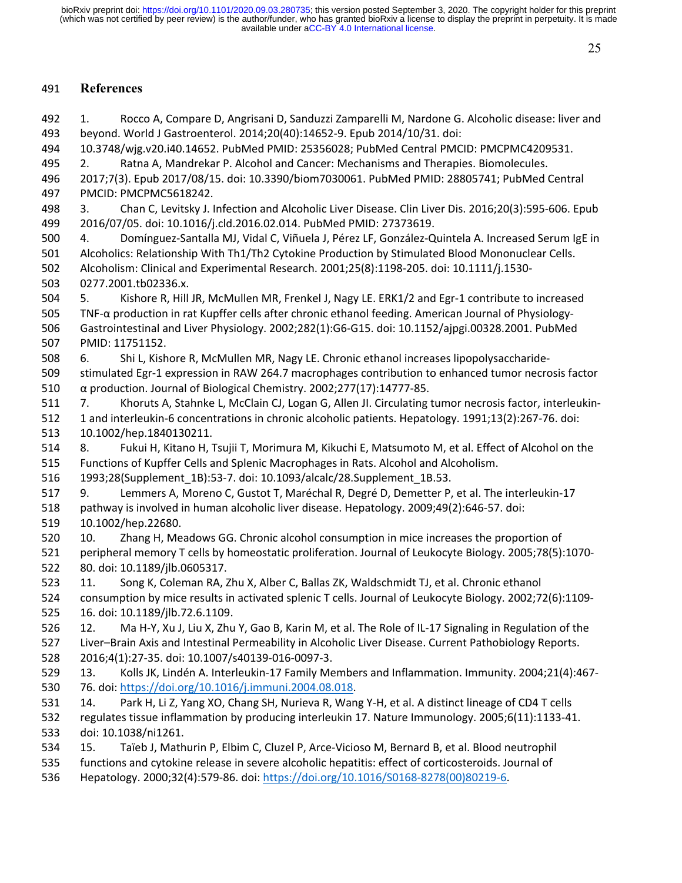## References

1. Rocco A, Compare D, Angrisani D, Sanduzzi Zamparelli M, Nardone G. Alcoholic disease: liver and beyond. World J Gastroenterol. 2014;20(40):14652-9. Epub 2014/10/31. doi: 10.3748/wjg.v20.i40.14652. PubMed PMID: 25356028; PubMed Central PMCID: PMCPMC4209531.
2. Ratna A, Mandrekar P. Alcohol and Cancer: Mechanisms and Therapies. Biomolecules. 2017;7(3). Epub 2017/08/15. doi: 10.3390/biom7030061. PubMed PMID: 28805741; PubMed Central PMCID: PMCPMC5618242.
3. Chan C, Levitsky J. Infection and Alcoholic Liver Disease. Clin Liver Dis. 2016;20(3):595-606. Epub 2016/07/05. doi: 10.1016/j.cld.2016.02.014. PubMed PMID: 27373619.
4. Domínguez-Santalla MJ, Vidal C, Viñuela J, Pérez LF, González-Quintela A. Increased Serum IgE in Alcoholics: Relationship With Th1/Th2 Cytokine Production by Stimulated Blood Mononuclear Cells. Alcoholism: Clinical and Experimental Research. 2001;25(8):1198-205. doi: 10.1111/j.1530-0277.2001.tb02336.x.
5. Kishore R, Hill JR, McMullen MR, Frenkel J, Nagy LE. ERK1/2 and Egr-1 contribute to increased TNF-α production in rat Kupffer cells after chronic ethanol feeding. American Journal of Physiology-Gastrointestinal and Liver Physiology. 2002;282(1):G6-G15. doi: 10.1152/ajpgi.00328.2001. PubMed PMID: 11751152.
6. Shi L, Kishore R, McMullen MR, Nagy LE. Chronic ethanol increases lipopolysaccharide-stimulated Egr-1 expression in RAW 264.7 macrophages contribution to enhanced tumor necrosis factor α production. Journal of Biological Chemistry. 2002;277(17):14777-85.
7. Khoruts A, Stahnke L, McClain CJ, Logan G, Allen JI. Circulating tumor necrosis factor, interleukin-1 and interleukin-6 concentrations in chronic alcoholic patients. Hepatology. 1991;13(2):267-76. doi: 10.1002/hep.1840130211.
8. Fukui H, Kitano H, Tsujii T, Morimura M, Kikuchi E, Matsumoto M, et al. Effect of Alcohol on the Functions of Kupffer Cells and Splenic Macrophages in Rats. Alcohol and Alcoholism. 1993;28(Supplement_1B):53-7. doi: 10.1093/alcalc/28.Supplement_1B.53.
9. Lemmers A, Moreno C, Gustot T, Maréchal R, Degré D, Demetter P, et al. The interleukin-17 pathway is involved in human alcoholic liver disease. Hepatology. 2009;49(2):646-57. doi: 10.1002/hep.22680.
10. Zhang H, Meadows GG. Chronic alcohol consumption in mice increases the proportion of peripheral memory T cells by homeostatic proliferation. Journal of Leukocyte Biology. 2005;78(5):1070-80. doi: 10.1189/jlb.0605317.
11. Song K, Coleman RA, Zhu X, Alber C, Ballas ZK, Waldschmidt TJ, et al. Chronic ethanol consumption by mice results in activated splenic T cells. Journal of Leukocyte Biology. 2002;72(6):1109-16. doi: 10.1189/jlb.72.6.1109.
12. Ma H-Y, Xu J, Liu X, Zhu Y, Gao B, Karin M, et al. The Role of IL-17 Signaling in Regulation of the Liver–Brain Axis and Intestinal Permeability in Alcoholic Liver Disease. Current Pathobiology Reports. 2016;4(1):27-35. doi: 10.1007/s40139-016-0097-3.
13. Kolls JK, Lindén A. Interleukin-17 Family Members and Inflammation. Immunity. 2004;21(4):467-76. doi: https://doi.org/10.1016/j.immuni.2004.08.018.
14. Park H, Li Z, Yang XO, Chang SH, Nurieva R, Wang Y-H, et al. A distinct lineage of CD4 T cells regulates tissue inflammation by producing interleukin 17. Nature Immunology. 2005;6(11):1133-41. doi: 10.1038/ni1261.
15. Taïeb J, Mathurin P, Elbim C, Cluzel P, Arce-Vicioso M, Bernard B, et al. Blood neutrophil functions and cytokine release in severe alcoholic hepatitis: effect of corticosteroids. Journal of Hepatology. 2000;32(4):579-86. doi: https://doi.org/10.1016/S0168-8278(00)80219-6.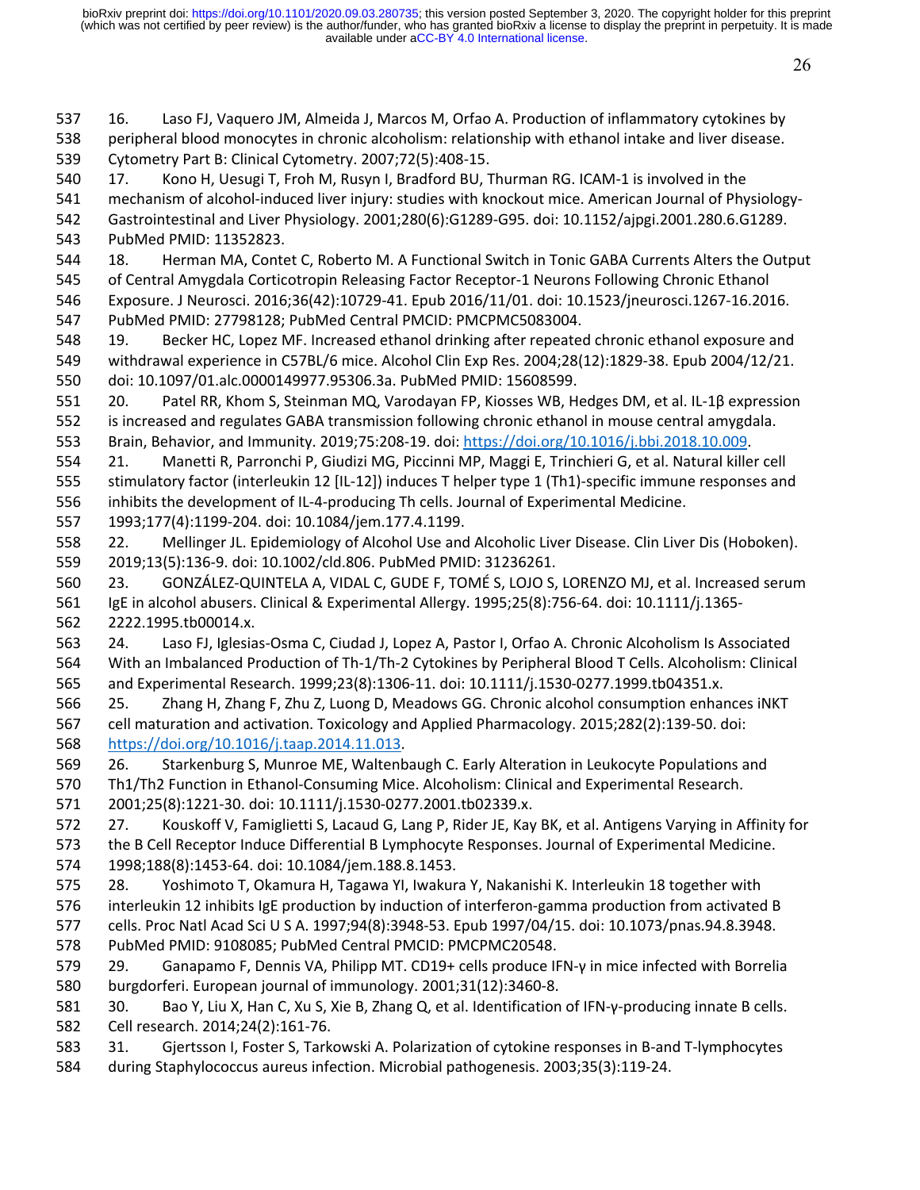16. Laso FJ, Vaquero JM, Almeida J, Marcos M, Orfao A. Production of inflammatory cytokines by peripheral blood monocytes in chronic alcoholism: relationship with ethanol intake and liver disease. Cytometry Part B: Clinical Cytometry. 2007;72(5):408-15.

17. Kono H, Uesugi T, Froh M, Rusyn I, Bradford BU, Thurman RG. ICAM-1 is involved in the mechanism of alcohol-induced liver injury: studies with knockout mice. American Journal of Physiology-Gastrointestinal and Liver Physiology. 2001;280(6):G1289-G95. doi: 10.1152/ajpgi.2001.280.6.G1289. PubMed PMID: 11352823.

18. Herman MA, Contet C, Roberto M. A Functional Switch in Tonic GABA Currents Alters the Output of Central Amygdala Corticotropin Releasing Factor Receptor-1 Neurons Following Chronic Ethanol Exposure. J Neurosci. 2016;36(42):10729-41. Epub 2016/11/01. doi: 10.1523/jneurosci.1267-16.2016. PubMed PMID: 27798128; PubMed Central PMCID: PMCPMC5083004.

19. Becker HC, Lopez MF. Increased ethanol drinking after repeated chronic ethanol exposure and withdrawal experience in C57BL/6 mice. Alcohol Clin Exp Res. 2004;28(12):1829-38. Epub 2004/12/21. doi: 10.1097/01.alc.0000149977.95306.3a. PubMed PMID: 15608599.

20. Patel RR, Khom S, Steinman MQ, Varodayan FP, Kiosses WB, Hedges DM, et al. IL-1β expression is increased and regulates GABA transmission following chronic ethanol in mouse central amygdala. Brain, Behavior, and Immunity. 2019;75:208-19. doi: https://doi.org/10.1016/j.bbi.2018.10.009.

21. Manetti R, Parronchi P, Giudizi MG, Piccinni MP, Maggi E, Trinchieri G, et al. Natural killer cell stimulatory factor (interleukin 12 [IL-12]) induces T helper type 1 (Th1)-specific immune responses and inhibits the development of IL-4-producing Th cells. Journal of Experimental Medicine. 1993;177(4):1199-204. doi: 10.1084/jem.177.4.1199.

22. Mellinger JL. Epidemiology of Alcohol Use and Alcoholic Liver Disease. Clin Liver Dis (Hoboken). 2019;13(5):136-9. doi: 10.1002/cld.806. PubMed PMID: 31236261.

23. GONZÁLEZ-QUINTELA A, VIDAL C, GUDE F, TOMÉ S, LOJO S, LORENZO MJ, et al. Increased serum IgE in alcohol abusers. Clinical & Experimental Allergy. 1995;25(8):756-64. doi: 10.1111/j.1365-2222.1995.tb00014.x.

24. Laso FJ, Iglesias-Osma C, Ciudad J, Lopez A, Pastor I, Orfao A. Chronic Alcoholism Is Associated With an Imbalanced Production of Th-1/Th-2 Cytokines by Peripheral Blood T Cells. Alcoholism: Clinical and Experimental Research. 1999;23(8):1306-11. doi: 10.1111/j.1530-0277.1999.tb04351.x.

25. Zhang H, Zhang F, Zhu Z, Luong D, Meadows GG. Chronic alcohol consumption enhances iNKT cell maturation and activation. Toxicology and Applied Pharmacology. 2015;282(2):139-50. doi: https://doi.org/10.1016/j.taap.2014.11.013.

26. Starkenburg S, Munroe ME, Waltenbaugh C. Early Alteration in Leukocyte Populations and Th1/Th2 Function in Ethanol-Consuming Mice. Alcoholism: Clinical and Experimental Research. 2001;25(8):1221-30. doi: 10.1111/j.1530-0277.2001.tb02339.x.

27. Kouskoff V, Famiglietti S, Lacaud G, Lang P, Rider JE, Kay BK, et al. Antigens Varying in Affinity for the B Cell Receptor Induce Differential B Lymphocyte Responses. Journal of Experimental Medicine. 1998;188(8):1453-64. doi: 10.1084/jem.188.8.1453.

28. Yoshimoto T, Okamura H, Tagawa YI, Iwakura Y, Nakanishi K. Interleukin 18 together with interleukin 12 inhibits IgE production by induction of interferon-gamma production from activated B cells. Proc Natl Acad Sci U S A. 1997;94(8):3948-53. Epub 1997/04/15. doi: 10.1073/pnas.94.8.3948. PubMed PMID: 9108085; PubMed Central PMCID: PMCPMC20548.

29. Ganapamo F, Dennis VA, Philipp MT. CD19+ cells produce IFN-γ in mice infected with Borrelia burgdorferi. European journal of immunology. 2001;31(12):3460-8.

30. Bao Y, Liu X, Han C, Xu S, Xie B, Zhang Q, et al. Identification of IFN-γ-producing innate B cells. Cell research. 2014;24(2):161-76.

31. Gjertsson I, Foster S, Tarkowski A. Polarization of cytokine responses in B-and T-lymphocytes during Staphylococcus aureus infection. Microbial pathogenesis. 2003;35(3):119-24.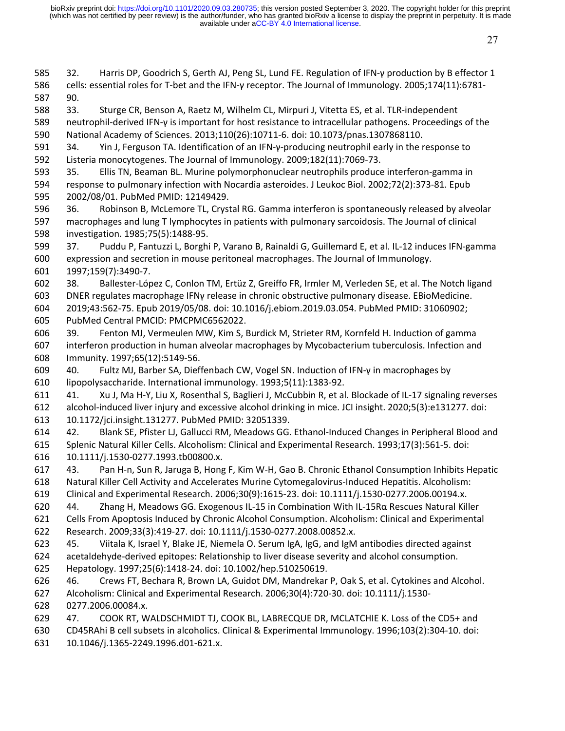32. Harris DP, Goodrich S, Gerth AJ, Peng SL, Lund FE. Regulation of IFN-γ production by B effector 1 cells: essential roles for T-bet and the IFN-γ receptor. The Journal of Immunology. 2005;174(11):6781-90.

33. Sturge CR, Benson A, Raetz M, Wilhelm CL, Mirpuri J, Vitetta ES, et al. TLR-independent neutrophil-derived IFN-γ is important for host resistance to intracellular pathogens. Proceedings of the National Academy of Sciences. 2013;110(26):10711-6. doi: 10.1073/pnas.1307868110.

34. Yin J, Ferguson TA. Identification of an IFN-γ-producing neutrophil early in the response to Listeria monocytogenes. The Journal of Immunology. 2009;182(11):7069-73.

35. Ellis TN, Beaman BL. Murine polymorphonuclear neutrophils produce interferon-gamma in response to pulmonary infection with Nocardia asteroides. J Leukoc Biol. 2002;72(2):373-81. Epub 2002/08/01. PubMed PMID: 12149429.

36. Robinson B, McLemore TL, Crystal RG. Gamma interferon is spontaneously released by alveolar macrophages and lung T lymphocytes in patients with pulmonary sarcoidosis. The Journal of clinical investigation. 1985;75(5):1488-95.

37. Puddu P, Fantuzzi L, Borghi P, Varano B, Rainaldi G, Guillemard E, et al. IL-12 induces IFN-gamma expression and secretion in mouse peritoneal macrophages. The Journal of Immunology. 1997;159(7):3490-7.

38. Ballester-López C, Conlon TM, Ertüz Z, Greiffo FR, Irmler M, Verleden SE, et al. The Notch ligand DNER regulates macrophage IFNγ release in chronic obstructive pulmonary disease. EBioMedicine. 2019;43:562-75. Epub 2019/05/08. doi: 10.1016/j.ebiom.2019.03.054. PubMed PMID: 31060902; PubMed Central PMCID: PMCPMC6562022.

39. Fenton MJ, Vermeulen MW, Kim S, Burdick M, Strieter RM, Kornfeld H. Induction of gamma interferon production in human alveolar macrophages by Mycobacterium tuberculosis. Infection and Immunity. 1997;65(12):5149-56.

40. Fultz MJ, Barber SA, Dieffenbach CW, Vogel SN. Induction of IFN-γ in macrophages by lipopolysaccharide. International immunology. 1993;5(11):1383-92.

41. Xu J, Ma H-Y, Liu X, Rosenthal S, Baglieri J, McCubbin R, et al. Blockade of IL-17 signaling reverses alcohol-induced liver injury and excessive alcohol drinking in mice. JCI insight. 2020;5(3):e131277. doi: 10.1172/jci.insight.131277. PubMed PMID: 32051339.

42. Blank SE, Pfister LJ, Gallucci RM, Meadows GG. Ethanol-Induced Changes in Peripheral Blood and Splenic Natural Killer Cells. Alcoholism: Clinical and Experimental Research. 1993;17(3):561-5. doi: 10.1111/j.1530-0277.1993.tb00800.x.

43. Pan H-n, Sun R, Jaruga B, Hong F, Kim W-H, Gao B. Chronic Ethanol Consumption Inhibits Hepatic Natural Killer Cell Activity and Accelerates Murine Cytomegalovirus-Induced Hepatitis. Alcoholism: Clinical and Experimental Research. 2006;30(9):1615-23. doi: 10.1111/j.1530-0277.2006.00194.x.

44. Zhang H, Meadows GG. Exogenous IL-15 in Combination With IL-15Rα Rescues Natural Killer Cells From Apoptosis Induced by Chronic Alcohol Consumption. Alcoholism: Clinical and Experimental Research. 2009;33(3):419-27. doi: 10.1111/j.1530-0277.2008.00852.x.

45. Viitala K, Israel Y, Blake JE, Niemela O. Serum IgA, IgG, and IgM antibodies directed against acetaldehyde-derived epitopes: Relationship to liver disease severity and alcohol consumption. Hepatology. 1997;25(6):1418-24. doi: 10.1002/hep.510250619.

46. Crews FT, Bechara R, Brown LA, Guidot DM, Mandrekar P, Oak S, et al. Cytokines and Alcohol. Alcoholism: Clinical and Experimental Research. 2006;30(4):720-30. doi: 10.1111/j.1530-0277.2006.00084.x.

47. COOK RT, WALDSCHMIDT TJ, COOK BL, LABRECQUE DR, MCLATCHIE K. Loss of the CD5+ and CD45RAhi B cell subsets in alcoholics. Clinical & Experimental Immunology. 1996;103(2):304-10. doi: 10.1046/j.1365-2249.1996.d01-621.x.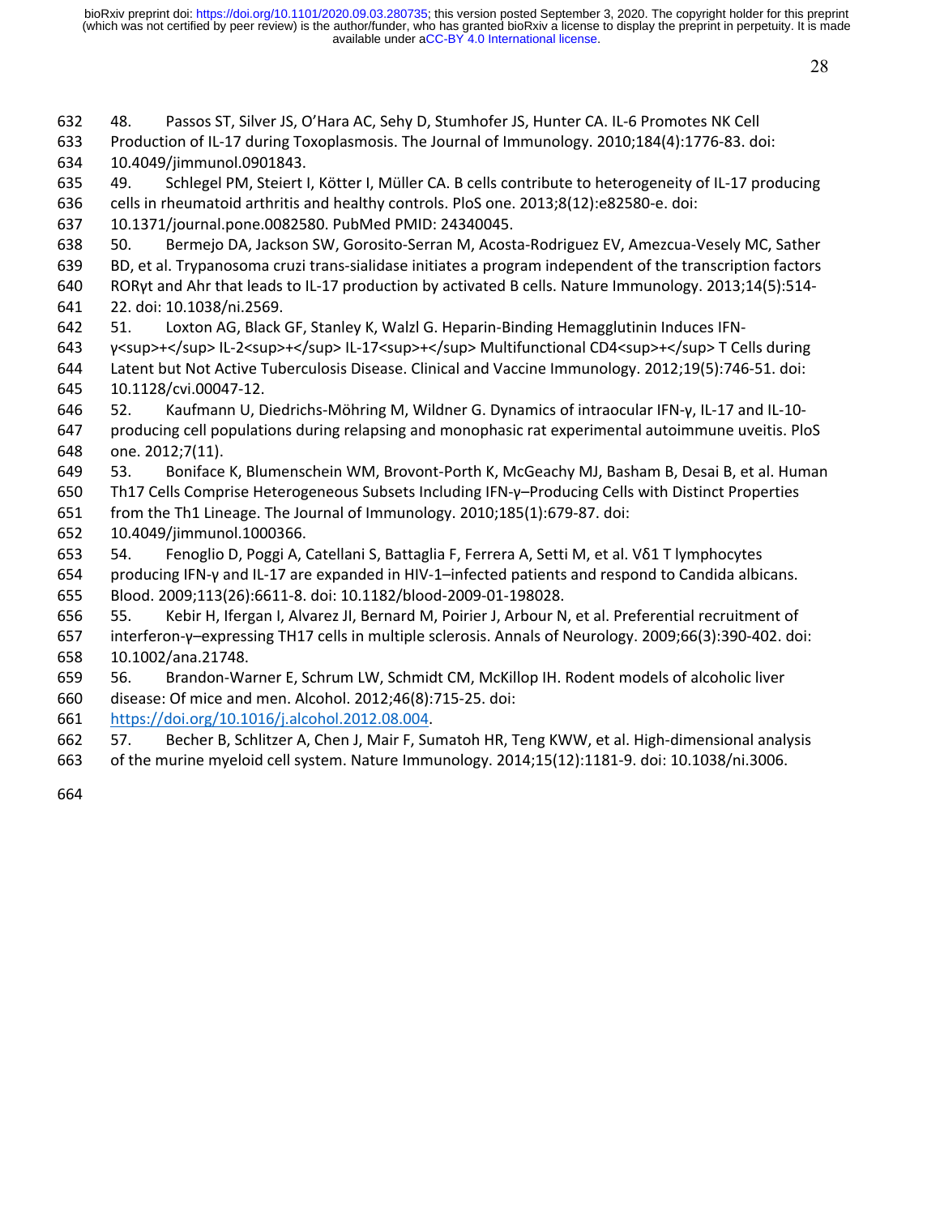48. Passos ST, Silver JS, O'Hara AC, Sehy D, Stumhofer JS, Hunter CA. IL-6 Promotes NK Cell Production of IL-17 during Toxoplasmosis. The Journal of Immunology. 2010;184(4):1776-83. doi: 10.4049/jimmunol.0901843.

49. Schlegel PM, Steiert I, Kötter I, Müller CA. B cells contribute to heterogeneity of IL-17 producing cells in rheumatoid arthritis and healthy controls. PloS one. 2013;8(12):e82580-e. doi: 10.1371/journal.pone.0082580. PubMed PMID: 24340045.

50. Bermejo DA, Jackson SW, Gorosito-Serran M, Acosta-Rodriguez EV, Amezcua-Vesely MC, Sather BD, et al. Trypanosoma cruzi trans-sialidase initiates a program independent of the transcription factors RORγt and Ahr that leads to IL-17 production by activated B cells. Nature Immunology. 2013;14(5):514-22. doi: 10.1038/ni.2569.

51. Loxton AG, Black GF, Stanley K, Walzl G. Heparin-Binding Hemagglutinin Induces IFN-γ<sup>+</sup> IL-2<sup>+</sup> IL-17<sup>+</sup> Multifunctional CD4<sup>+</sup> T Cells during Latent but Not Active Tuberculosis Disease. Clinical and Vaccine Immunology. 2012;19(5):746-51. doi: 10.1128/cvi.00047-12.

52. Kaufmann U, Diedrichs-Möhring M, Wildner G. Dynamics of intraocular IFN-γ, IL-17 and IL-10-producing cell populations during relapsing and monophasic rat experimental autoimmune uveitis. PloS one. 2012;7(11).

53. Boniface K, Blumenschein WM, Brovont-Porth K, McGeachy MJ, Basham B, Desai B, et al. Human Th17 Cells Comprise Heterogeneous Subsets Including IFN-γ–Producing Cells with Distinct Properties from the Th1 Lineage. The Journal of Immunology. 2010;185(1):679-87. doi: 10.4049/jimmunol.1000366.

54. Fenoglio D, Poggi A, Catellani S, Battaglia F, Ferrera A, Setti M, et al. Vδ1 T lymphocytes producing IFN-γ and IL-17 are expanded in HIV-1–infected patients and respond to Candida albicans. Blood. 2009;113(26):6611-8. doi: 10.1182/blood-2009-01-198028.

55. Kebir H, Ifergan I, Alvarez JI, Bernard M, Poirier J, Arbour N, et al. Preferential recruitment of interferon-γ–expressing TH17 cells in multiple sclerosis. Annals of Neurology. 2009;66(3):390-402. doi: 10.1002/ana.21748.

56. Brandon-Warner E, Schrum LW, Schmidt CM, McKillop IH. Rodent models of alcoholic liver disease: Of mice and men. Alcohol. 2012;46(8):715-25. doi: https://doi.org/10.1016/j.alcohol.2012.08.004.

57. Becher B, Schlitzer A, Chen J, Mair F, Sumatoh HR, Teng KWW, et al. High-dimensional analysis of the murine myeloid cell system. Nature Immunology. 2014;15(12):1181-9. doi: 10.1038/ni.3006.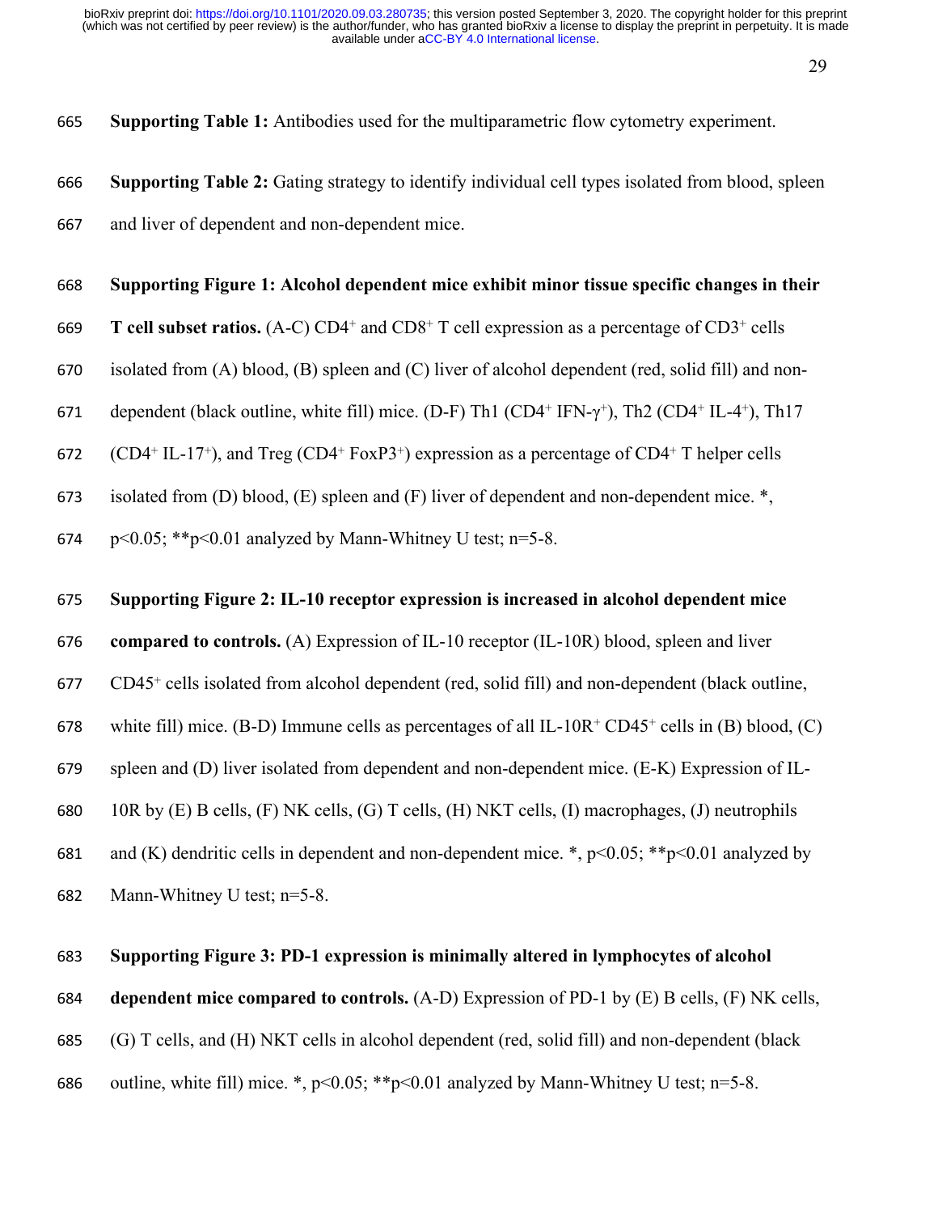**Supporting Table 1:** Antibodies used for the multiparametric flow cytometry experiment.

**Supporting Table 2:** Gating strategy to identify individual cell types isolated from blood, spleen and liver of dependent and non-dependent mice.

**Supporting Figure 1: Alcohol dependent mice exhibit minor tissue specific changes in their T cell subset ratios.** (A-C) $CD4^+$ and $CD8^+$ T cell expression as a percentage of $CD3^+$ cells isolated from (A) blood, (B) spleen and (C) liver of alcohol dependent (red, solid fill) and non-dependent (black outline, white fill) mice. (D-F) Th1 ($CD4^+$ IFN-$\gamma^+$), Th2 ($CD4^+$ IL-$4^+$), Th17 ($CD4^+$ IL-$17^+$), and Treg ($CD4^+$ $FoxP3^+$) expression as a percentage of $CD4^+$ T helper cells isolated from (D) blood, (E) spleen and (F) liver of dependent and non-dependent mice. *, $p<0.05$; **$p<0.01$ analyzed by Mann-Whitney U test; n=5-8.

**Supporting Figure 2: IL-10 receptor expression is increased in alcohol dependent mice compared to controls.** (A) Expression of IL-10 receptor (IL-10R) blood, spleen and liver $CD45^+$ cells isolated from alcohol dependent (red, solid fill) and non-dependent (black outline, white fill) mice. (B-D) Immune cells as percentages of all IL-$10R^+$ $CD45^+$ cells in (B) blood, (C) spleen and (D) liver isolated from dependent and non-dependent mice. (E-K) Expression of IL-10R by (E) B cells, (F) NK cells, (G) T cells, (H) NKT cells, (I) macrophages, (J) neutrophils and (K) dendritic cells in dependent and non-dependent mice. *, $p<0.05$; **$p<0.01$ analyzed by Mann-Whitney U test; n=5-8.

**Supporting Figure 3: PD-1 expression is minimally altered in lymphocytes of alcohol dependent mice compared to controls.** (A-D) Expression of PD-1 by (E) B cells, (F) NK cells, (G) T cells, and (H) NKT cells in alcohol dependent (red, solid fill) and non-dependent (black outline, white fill) mice. *, $p<0.05$; **$p<0.01$ analyzed by Mann-Whitney U test; n=5-8.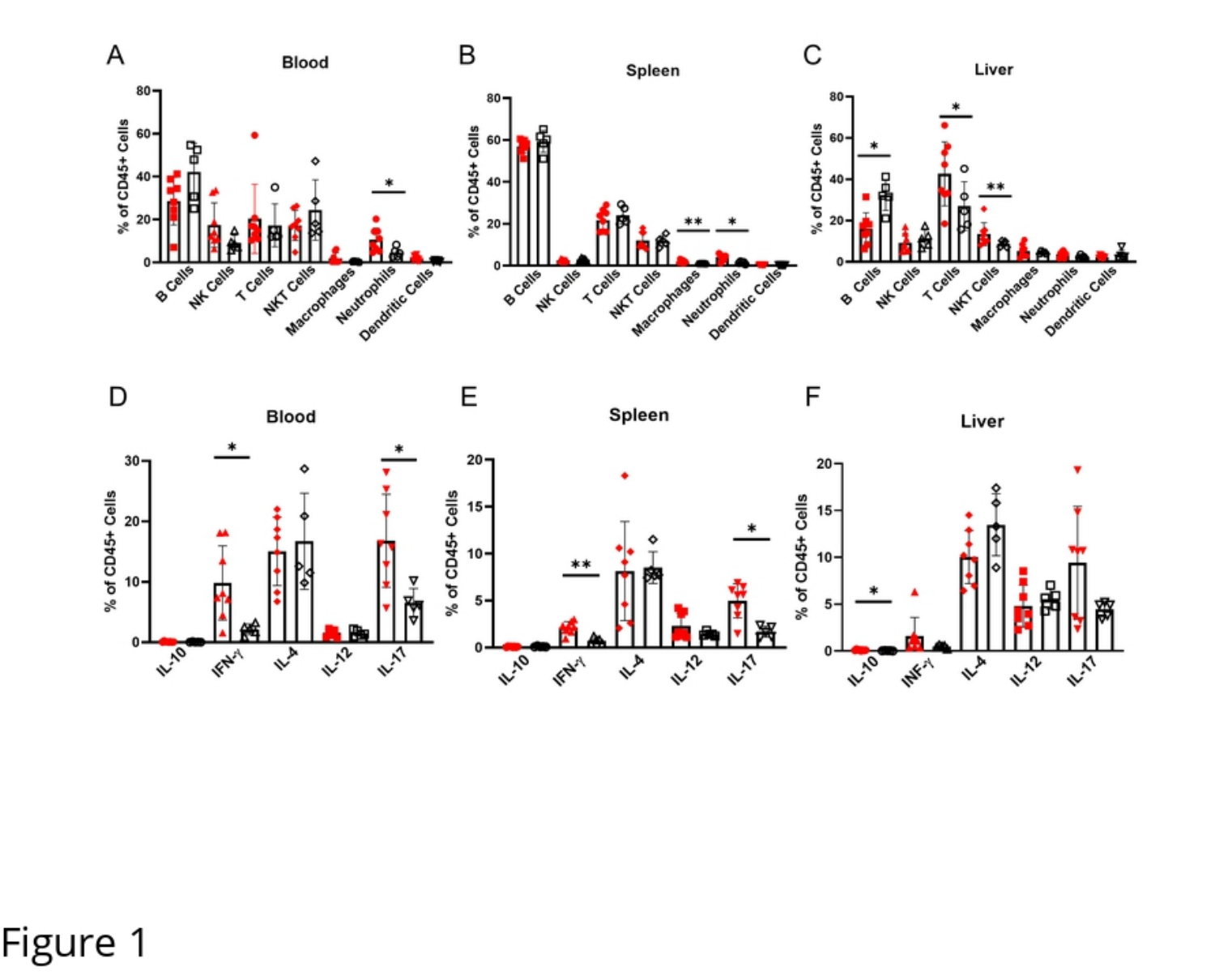Figure 1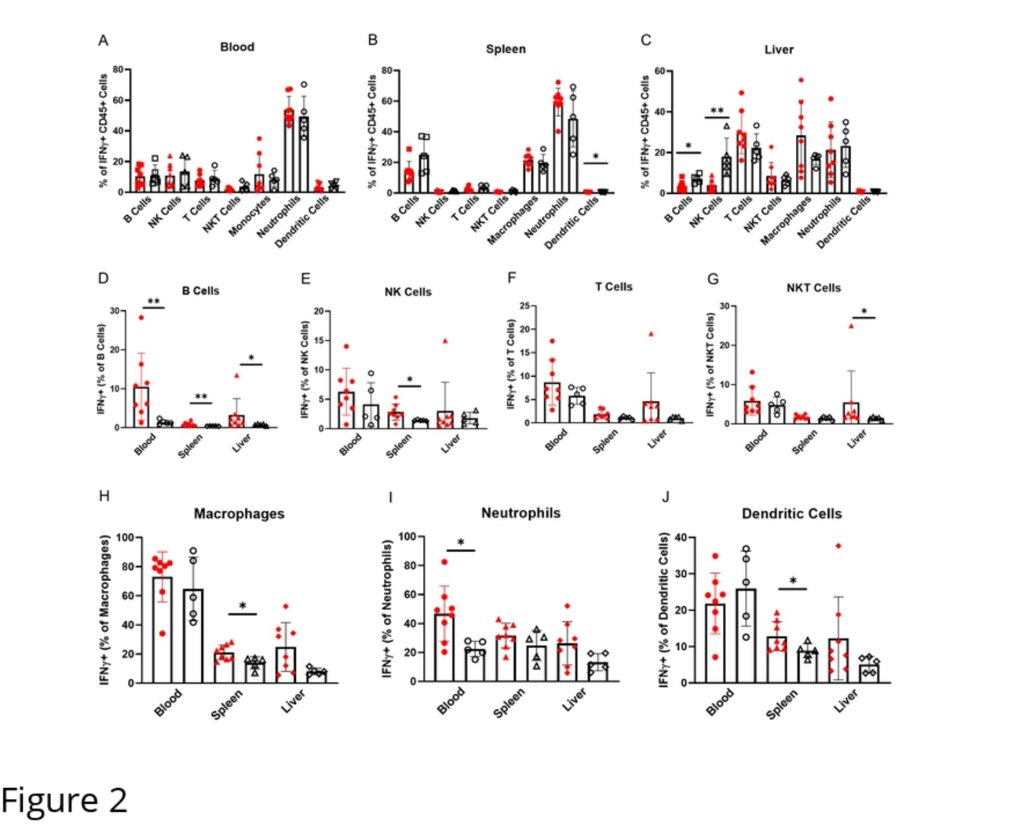Figure 2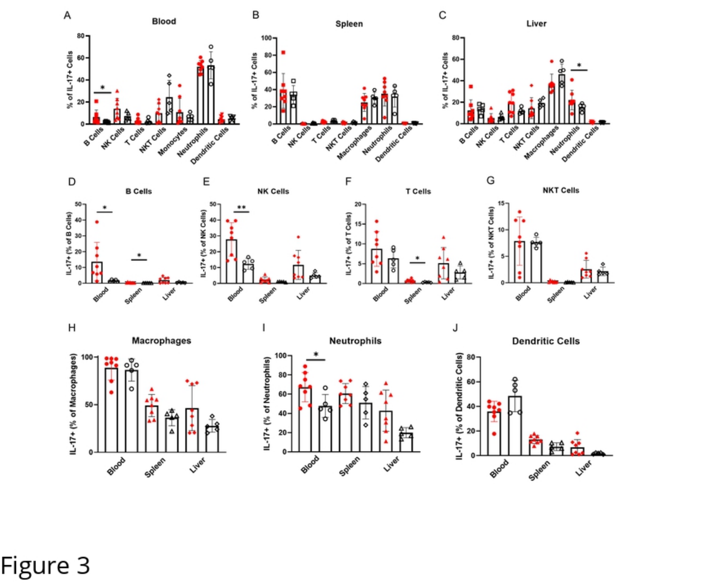Figure 3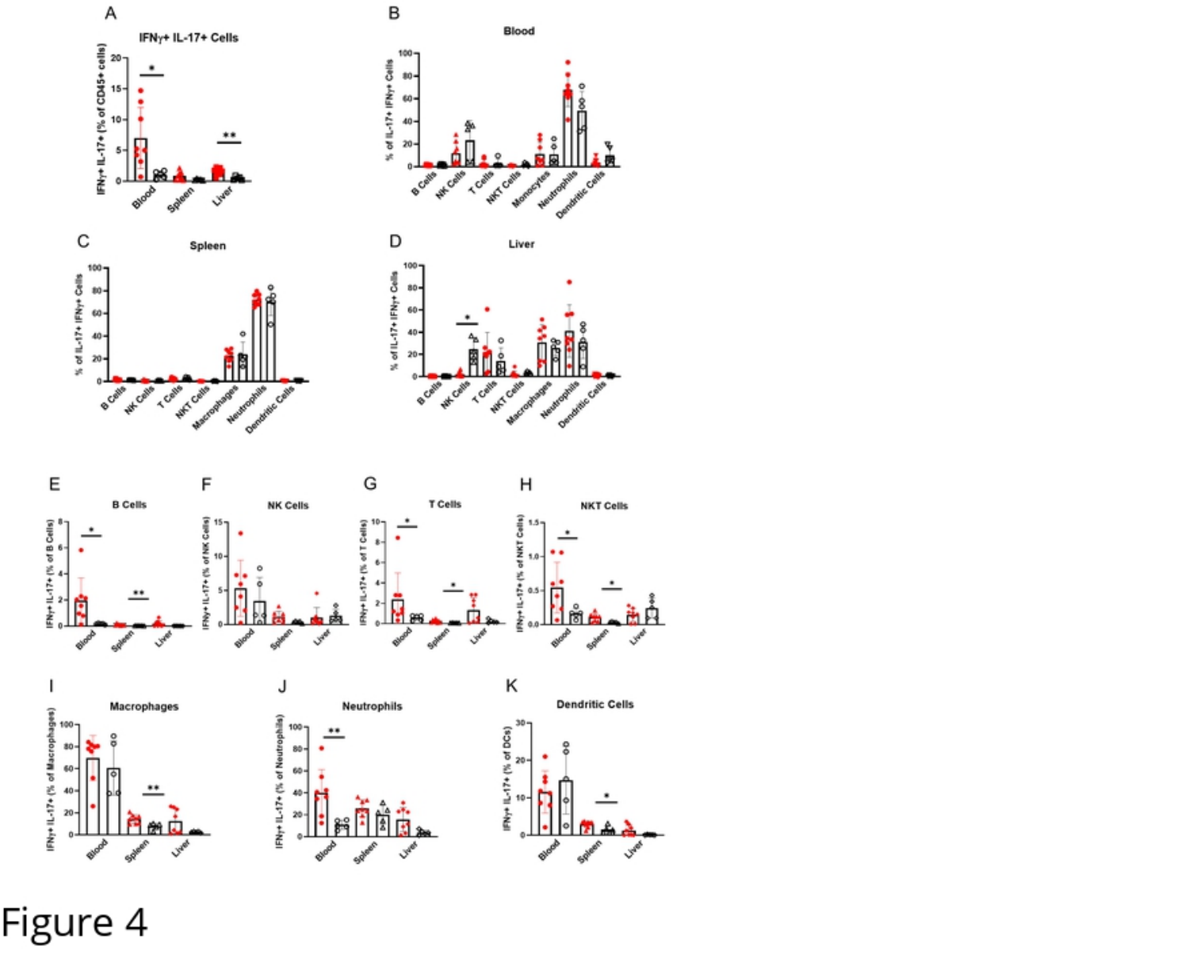A

IFNγ+ IL-17+ Cells

IFNγ+ IL-17+ (% of CD45+ cells)

20
15
10
5
0

*
**

Blood
Spleen
Liver

B

Blood

% of IL-17+ IFNγ+ Cells

100
80
60
40
20
0

B Cells
NK Cells
T Cells
NKT Cells
Monocytes
Neutrophils
Dendritic Cells

C

Spleen

% of IL-17+ IFNγ+ Cells

100
80
60
40
20
0

B Cells
NK Cells
T Cells
NKT Cells
Macrophages
Neutrophils
Dendritic Cells

D

Liver

% of IL-17+ IFNγ+ Cells

100
80
60
40
20
0

*

B Cells
NK Cells
T Cells
NKT Cells
Macrophages
Neutrophils
Dendritic Cells

E

B Cells

IFNγ+ IL-17+ (% of B Cells)

8
6
4
2
0

*
**

Blood
Spleen
Liver

F

NK Cells

IFNγ+ IL-17+ (% of NK Cells)

15
10
5
0

Blood
Spleen
Liver

G

T Cells

IFNγ+ IL-17+ (% of T Cells)

10
8
6
4
2
0

*
*

Blood
Spleen
Liver

H

NKT Cells

IFNγ+ IL-17+ (% of NKT Cells)

1.5
1.0
0.5
0.0

*
*

Blood
Spleen
Liver

I

Macrophages

IFNγ+ IL-17+ (% of Macrophages)

100
80
60
40
20
0

**

Blood
Spleen
Liver

J

Neutrophils

IFNγ+ IL-17+ (% of Neutrophils)

100
80
60
40
20
0

**

Blood
Spleen
Liver

K

Dendritic Cells

IFNγ+ IL-17+ (% of DCs)

30
20
10
0

*

Blood
Spleen
Liver

Figure 4